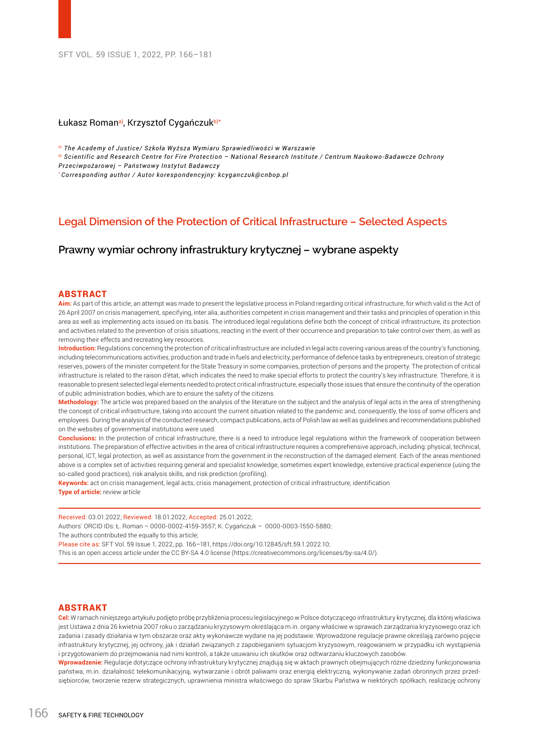Łukasz Roman[a)], Krzysztof Cygańczuk[b)*]

[a)] *The Academy of Justice/ Szkoła Wyższa Wymiaru Sprawiedliwości w Warszawie*

[b)] *Scientific and Research Centre for Fire Protection – National Research Institute / Centrum Naukowo-Badawcze Ochrony Przeciwpożarowej – Państwowy Instytut Badawczy*

[*] *Corresponding author / Autor korespondencyjny: kcyganczuk@cnbop.pl*

# Legal Dimension of the Protection of Critical Infrastructure – Selected Aspects

## Prawny wymiar ochrony infrastruktury krytycznej – wybrane aspekty

## ABSTRACT

**Aim:** As part of this article, an attempt was made to present the legislative process in Poland regarding critical infrastructure, for which valid is the Act of 26 April 2007 on crisis management, specifying, inter alia, authorities competent in crisis management and their tasks and principles of operation in this area as well as implementing acts issued on its basis. The introduced legal regulations define both the concept of critical infrastructure, its protection and activities related to the prevention of crisis situations, reacting in the event of their occurrence and preparation to take control over them, as well as removing their effects and recreating key resources.

**Introduction:** Regulations concerning the protection of critical infrastructure are included in legal acts covering various areas of the country's functioning, including telecommunications activities, production and trade in fuels and electricity, performance of defence tasks by entrepreneurs, creation of strategic reserves, powers of the minister competent for the State Treasury in some companies, protection of persons and the property. The protection of critical infrastructure is related to the raison d'état, which indicates the need to make special efforts to protect the country's key infrastructure. Therefore, it is reasonable to present selected legal elements needed to protect critical infrastructure, especially those issues that ensure the continuity of the operation of public administration bodies, which are to ensure the safety of the citizens.

**Methodology:** The article was prepared based on the analysis of the literature on the subject and the analysis of legal acts in the area of strengthening the concept of critical infrastructure, taking into account the current situation related to the pandemic and, consequently, the loss of some officers and employees. During the analysis of the conducted research, compact publications, acts of Polish law as well as guidelines and recommendations published on the websites of governmental institutions were used.

**Conclusions:** In the protection of critical infrastructure, there is a need to introduce legal regulations within the framework of cooperation between institutions. The preparation of effective activities in the area of critical infrastructure requires a comprehensive approach, including: physical, technical, personal, ICT, legal protection, as well as assistance from the government in the reconstruction of the damaged element. Each of the areas mentioned above is a complex set of activities requiring general and specialist knowledge, sometimes expert knowledge, extensive practical experience (using the so-called good practices), risk analysis skills, and risk prediction (profiling).

**Keywords:** act on crisis management, legal acts, crisis management, protection of critical infrastructure, identification

**Type of article:** review article

Received: 03.01.2022; Reviewed: 18.01.2022; Accepted: 25.01.2022;

Authors` ORCID IDs: Ł. Roman – 0000-0002-4159-3557; K. Cygańczuk – 0000-0003-1550-5880;

The authors contributed the equally to this article;

Please cite as: SFT Vol. 59 Issue 1, 2022, pp. 166–181, https://doi.org/10.12845/sft.59.1.2022.10;

This is an open access article under the CC BY-SA 4.0 license (https://creativecommons.org/licenses/by-sa/4.0/).

## ABSTRAKT

**Cel:** W ramach niniejszego artykułu podjęto próbę przybliżenia procesu legislacyjnego w Polsce dotyczącego infrastruktury krytycznej, dla której właściwa jest Ustawa z dnia 26 kwietnia 2007 roku o zarządzaniu kryzysowym określająca m.in. organy właściwe w sprawach zarządzania kryzysowego oraz ich zadania i zasady działania w tym obszarze oraz akty wykonawcze wydane na jej podstawie. Wprowadzone regulacje prawne określają zarówno pojęcie infrastruktury krytycznej, jej ochrony, jak i działań związanych z zapobieganiem sytuacjom kryzysowym, reagowaniem w przypadku ich wystąpienia i przygotowaniem do przejmowania nad nimi kontroli, a także usuwaniu ich skutków oraz odtwarzaniu kluczowych zasobów.

**Wprowadzenie:** Regulacje dotyczące ochrony infrastruktury krytycznej znajdują się w aktach prawnych obejmujących różne dziedziny funkcjonowania państwa, m.in. działalność telekomunikacyjną, wytwarzanie i obrót paliwami oraz energią elektryczną, wykonywanie zadań obronnych przez przedsiębiorców, tworzenie rezerw strategicznych, uprawnienia ministra właściwego do spraw Skarbu Państwa w niektórych spółkach, realizację ochrony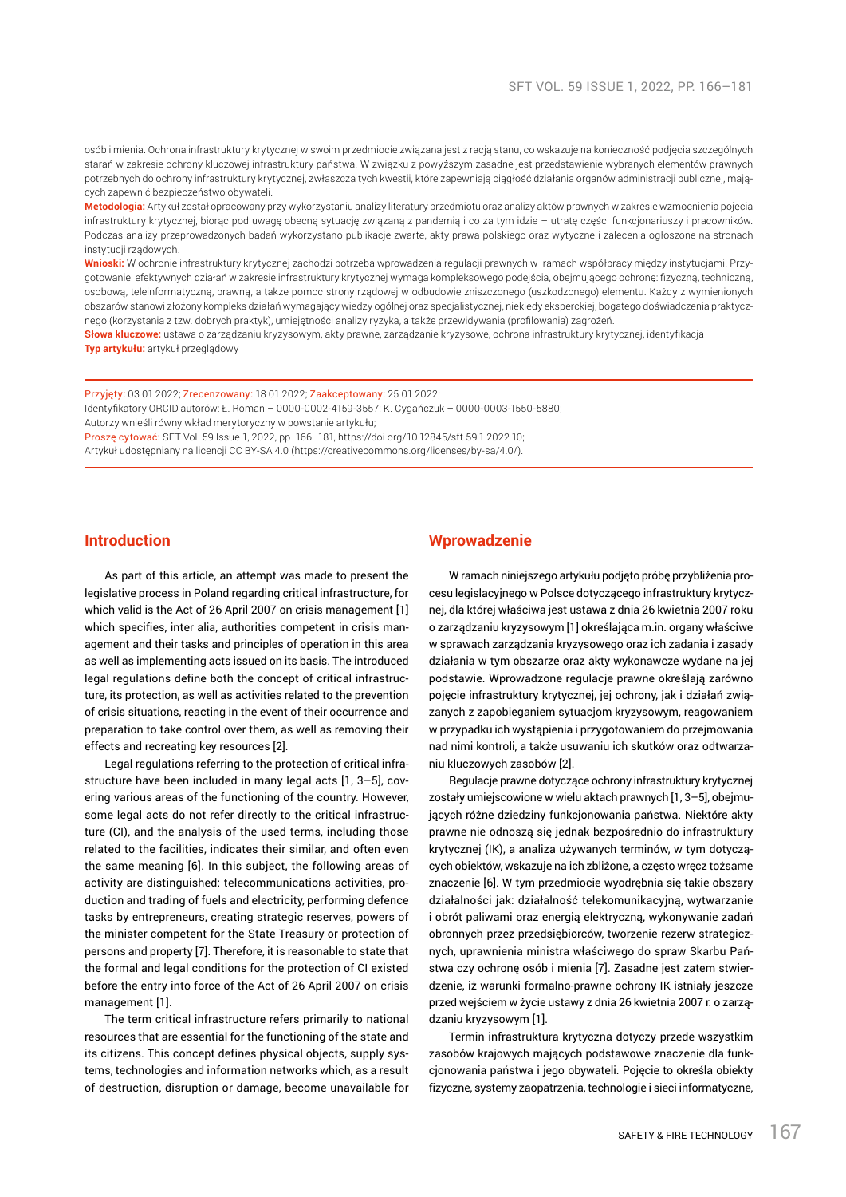osób i mienia. Ochrona infrastruktury krytycznej w swoim przedmiocie związana jest z racją stanu, co wskazuje na konieczność podjęcia szczególnych starań w zakresie ochrony kluczowej infrastruktury państwa. W związku z powyższym zasadne jest przedstawienie wybranych elementów prawnych potrzebnych do ochrony infrastruktury krytycznej, zwłaszcza tych kwestii, które zapewniają ciągłość działania organów administracji publicznej, mających zapewnić bezpieczeństwo obywateli.

**Metodologia:** Artykuł został opracowany przy wykorzystaniu analizy literatury przedmiotu oraz analizy aktów prawnych w zakresie wzmocnienia pojęcia infrastruktury krytycznej, biorąc pod uwagę obecną sytuację związaną z pandemią i co za tym idzie – utratę części funkcjonariuszy i pracowników. Podczas analizy przeprowadzonych badań wykorzystano publikacje zwarte, akty prawa polskiego oraz wytyczne i zalecenia ogłoszone na stronach instytucji rządowych.

**Wnioski:** W ochronie infrastruktury krytycznej zachodzi potrzeba wprowadzenia regulacji prawnych w ramach współpracy między instytucjami. Przygotowanie efektywnych działań w zakresie infrastruktury krytycznej wymaga kompleksowego podejścia, obejmującego ochronę: fizyczną, techniczną, osobową, teleinformatyczną, prawną, a także pomoc strony rządowej w odbudowie zniszczonego (uszkodzonego) elementu. Każdy z wymienionych obszarów stanowi złożony kompleks działań wymagający wiedzy ogólnej oraz specjalistycznej, niekiedy eksperckiej, bogatego doświadczenia praktycznego (korzystania z tzw. dobrych praktyk), umiejętności analizy ryzyka, a także przewidywania (profilowania) zagrożeń.

**Słowa kluczowe:** ustawa o zarządzaniu kryzysowym, akty prawne, zarządzanie kryzysowe, ochrona infrastruktury krytycznej, identyfikacja

**Typ artykułu:** artykuł przeglądowy

Przyjęty: 03.01.2022; Zrecenzowany: 18.01.2022; Zaakceptowany: 25.01.2022;
Identyfikatory ORCID autorów: Ł. Roman – 0000-0002-4159-3557; K. Cygańczuk – 0000-0003-1550-5880;
Autorzy wnieśli równy wkład merytoryczny w powstanie artykułu;
Proszę cytować: SFT Vol. 59 Issue 1, 2022, pp. 166–181, https://doi.org/10.12845/sft.59.1.2022.10;
Artykuł udostępniany na licencji CC BY-SA 4.0 (https://creativecommons.org/licenses/by-sa/4.0/).

## Introduction

As part of this article, an attempt was made to present the legislative process in Poland regarding critical infrastructure, for which valid is the Act of 26 April 2007 on crisis management [1] which specifies, inter alia, authorities competent in crisis management and their tasks and principles of operation in this area as well as implementing acts issued on its basis. The introduced legal regulations define both the concept of critical infrastructure, its protection, as well as activities related to the prevention of crisis situations, reacting in the event of their occurrence and preparation to take control over them, as well as removing their effects and recreating key resources [2].

Legal regulations referring to the protection of critical infrastructure have been included in many legal acts [1, 3–5], covering various areas of the functioning of the country. However, some legal acts do not refer directly to the critical infrastructure (CI), and the analysis of the used terms, including those related to the facilities, indicates their similar, and often even the same meaning [6]. In this subject, the following areas of activity are distinguished: telecommunications activities, production and trading of fuels and electricity, performing defence tasks by entrepreneurs, creating strategic reserves, powers of the minister competent for the State Treasury or protection of persons and property [7]. Therefore, it is reasonable to state that the formal and legal conditions for the protection of CI existed before the entry into force of the Act of 26 April 2007 on crisis management [1].

The term critical infrastructure refers primarily to national resources that are essential for the functioning of the state and its citizens. This concept defines physical objects, supply systems, technologies and information networks which, as a result of destruction, disruption or damage, become unavailable for

## Wprowadzenie

W ramach niniejszego artykułu podjęto próbę przybliżenia procesu legislacyjnego w Polsce dotyczącego infrastruktury krytycznej, dla której właściwa jest ustawa z dnia 26 kwietnia 2007 roku o zarządzaniu kryzysowym [1] określająca m.in. organy właściwe w sprawach zarządzania kryzysowego oraz ich zadania i zasady działania w tym obszarze oraz akty wykonawcze wydane na jej podstawie. Wprowadzone regulacje prawne określają zarówno pojęcie infrastruktury krytycznej, jej ochrony, jak i działań związanych z zapobieganiem sytuacjom kryzysowym, reagowaniem w przypadku ich wystąpienia i przygotowaniem do przejmowania nad nimi kontroli, a także usuwaniu ich skutków oraz odtwarzaniu kluczowych zasobów [2].

Regulacje prawne dotyczące ochrony infrastruktury krytycznej zostały umiejscowione w wielu aktach prawnych [1, 3–5], obejmujących różne dziedziny funkcjonowania państwa. Niektóre akty prawne nie odnoszą się jednak bezpośrednio do infrastruktury krytycznej (IK), a analiza używanych terminów, w tym dotyczących obiektów, wskazuje na ich zbliżone, a często wręcz tożsame znaczenie [6]. W tym przedmiocie wyodrębnia się takie obszary działalności jak: działalność telekomunikacyjną, wytwarzanie i obrót paliwami oraz energią elektryczną, wykonywanie zadań obronnych przez przedsiębiorców, tworzenie rezerw strategicznych, uprawnienia ministra właściwego do spraw Skarbu Państwa czy ochronę osób i mienia [7]. Zasadne jest zatem stwierdzenie, iż warunki formalno-prawne ochrony IK istniały jeszcze przed wejściem w życie ustawy z dnia 26 kwietnia 2007 r. o zarządzaniu kryzysowym [1].

Termin infrastruktura krytyczna dotyczy przede wszystkim zasobów krajowych mających podstawowe znaczenie dla funkcjonowania państwa i jego obywateli. Pojęcie to określa obiekty fizyczne, systemy zaopatrzenia, technologie i sieci informatyczne,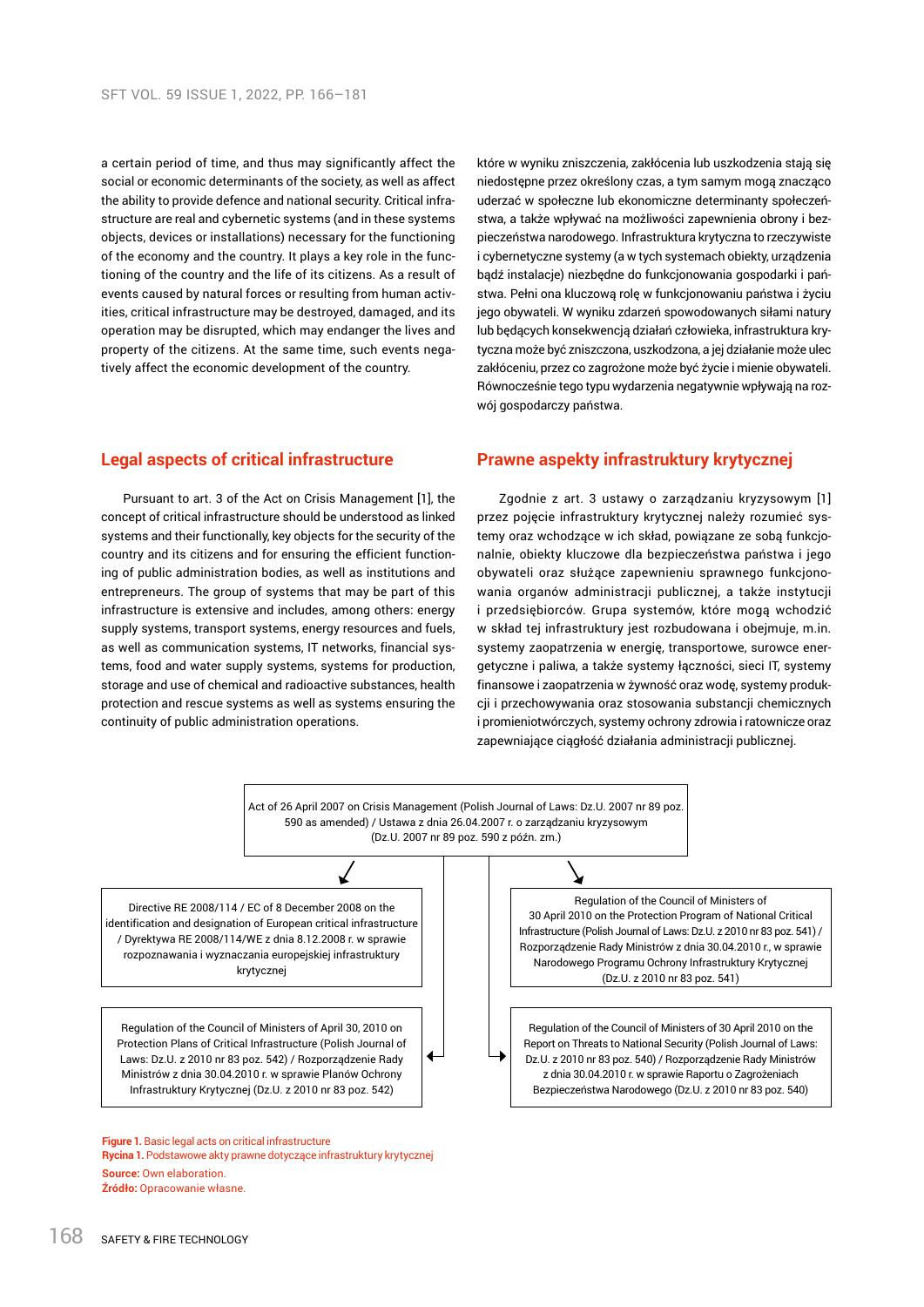a certain period of time, and thus may significantly affect the social or economic determinants of the society, as well as affect the ability to provide defence and national security. Critical infrastructure are real and cybernetic systems (and in these systems objects, devices or installations) necessary for the functioning of the economy and the country. It plays a key role in the functioning of the country and the life of its citizens. As a result of events caused by natural forces or resulting from human activities, critical infrastructure may be destroyed, damaged, and its operation may be disrupted, which may endanger the lives and property of the citizens. At the same time, such events negatively affect the economic development of the country.

które w wyniku zniszczenia, zakłócenia lub uszkodzenia stają się niedostępne przez określony czas, a tym samym mogą znacząco uderzać w społeczne lub ekonomiczne determinanty społeczeństwa, a także wpływać na możliwości zapewnienia obrony i bezpieczeństwa narodowego. Infrastruktura krytyczna to rzeczywiste i cybernetyczne systemy (a w tych systemach obiekty, urządzenia bądź instalacje) niezbędne do funkcjonowania gospodarki i państwa. Pełni ona kluczową rolę w funkcjonowaniu państwa i życiu jego obywateli. W wyniku zdarzeń spowodowanych siłami natury lub będących konsekwencją działań człowieka, infrastruktura krytyczna może być zniszczona, uszkodzona, a jej działanie może ulec zakłóceniu, przez co zagrożone może być życie i mienie obywateli. Równocześnie tego typu wydarzenia negatywnie wpływają na rozwój gospodarczy państwa.

## Legal aspects of critical infrastructure

Pursuant to art. 3 of the Act on Crisis Management [1], the concept of critical infrastructure should be understood as linked systems and their functionally, key objects for the security of the country and its citizens and for ensuring the efficient functioning of public administration bodies, as well as institutions and entrepreneurs. The group of systems that may be part of this infrastructure is extensive and includes, among others: energy supply systems, transport systems, energy resources and fuels, as well as communication systems, IT networks, financial systems, food and water supply systems, systems for production, storage and use of chemical and radioactive substances, health protection and rescue systems as well as systems ensuring the continuity of public administration operations.

## Prawne aspekty infrastruktury krytycznej

Zgodnie z art. 3 ustawy o zarządzaniu kryzysowym [1] przez pojęcie infrastruktury krytycznej należy rozumieć systemy oraz wchodzące w ich skład, powiązane ze sobą funkcjonalnie, obiekty kluczowe dla bezpieczeństwa państwa i jego obywateli oraz służące zapewnieniu sprawnego funkcjonowania organów administracji publicznej, a także instytucji i przedsiębiorców. Grupa systemów, które mogą wchodzić w skład tej infrastruktury jest rozbudowana i obejmuje, m.in. systemy zaopatrzenia w energię, transportowe, surowce energetyczne i paliwa, a także systemy łączności, sieci IT, systemy finansowe i zaopatrzenia w żywność oraz wodę, systemy produkcji i przechowywania oraz stosowania substancji chemicznych i promieniotwórczych, systemy ochrony zdrowia i ratownicze oraz zapewniające ciągłość działania administracji publicznej.

Act of 26 April 2007 on Crisis Management (Polish Journal of Laws: Dz.U. 2007 nr 89 poz. 590 as amended) / Ustawa z dnia 26.04.2007 r. o zarządzaniu kryzysowym (Dz.U. 2007 nr 89 poz. 590 z późn. zm.)

Directive RE 2008/114 / EC of 8 December 2008 on the identification and designation of European critical infrastructure / Dyrektywa RE 2008/114/WE z dnia 8.12.2008 r. w sprawie rozpoznawania i wyznaczania europejskiej infrastruktury krytycznej

Regulation of the Council of Ministers of 30 April 2010 on the Protection Program of National Critical Infrastructure (Polish Journal of Laws: Dz.U. z 2010 nr 83 poz. 541) / Rozporządzenie Rady Ministrów z dnia 30.04.2010 r., w sprawie Narodowego Programu Ochrony Infrastruktury Krytycznej (Dz.U. z 2010 nr 83 poz. 541)

Regulation of the Council of Ministers of April 30, 2010 on Protection Plans of Critical Infrastructure (Polish Journal of Laws: Dz.U. z 2010 nr 83 poz. 542) / Rozporządzenie Rady Ministrów z dnia 30.04.2010 r. w sprawie Planów Ochrony Infrastruktury Krytycznej (Dz.U. z 2010 nr 83 poz. 542)

Regulation of the Council of Ministers of 30 April 2010 on the Report on Threats to National Security (Polish Journal of Laws: Dz.U. z 2010 nr 83 poz. 540) / Rozporządzenie Rady Ministrów z dnia 30.04.2010 r. w sprawie Raportu o Zagrożeniach Bezpieczeństwa Narodowego (Dz.U. z 2010 nr 83 poz. 540)

**Figure 1.** Basic legal acts on critical infrastructure
**Rycina 1.** Podstawowe akty prawne dotyczące infrastruktury krytycznej
**Source:** Own elaboration.
**Źródło:** Opracowanie własne.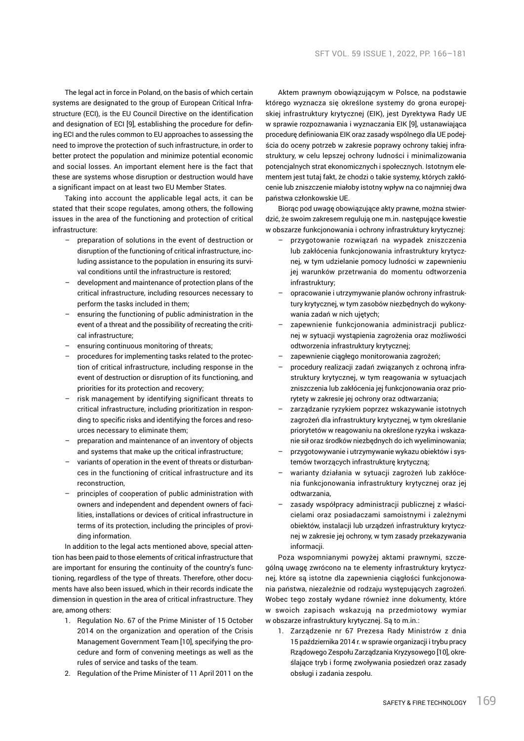The legal act in force in Poland, on the basis of which certain systems are designated to the group of European Critical Infrastructure (ECI), is the EU Council Directive on the identification and designation of ECI [9], establishing the procedure for defining ECI and the rules common to EU approaches to assessing the need to improve the protection of such infrastructure, in order to better protect the population and minimize potential economic and social losses. An important element here is the fact that these are systems whose disruption or destruction would have a significant impact on at least two EU Member States.

Taking into account the applicable legal acts, it can be stated that their scope regulates, among others, the following issues in the area of the functioning and protection of critical infrastructure:

- preparation of solutions in the event of destruction or disruption of the functioning of critical infrastructure, including assistance to the population in ensuring its survival conditions until the infrastructure is restored;
- development and maintenance of protection plans of the critical infrastructure, including resources necessary to perform the tasks included in them;
- ensuring the functioning of public administration in the event of a threat and the possibility of recreating the critical infrastructure;
- ensuring continuous monitoring of threats;
- procedures for implementing tasks related to the protection of critical infrastructure, including response in the event of destruction or disruption of its functioning, and priorities for its protection and recovery;
- risk management by identifying significant threats to critical infrastructure, including prioritization in responding to specific risks and identifying the forces and resources necessary to eliminate them;
- preparation and maintenance of an inventory of objects and systems that make up the critical infrastructure;
- variants of operation in the event of threats or disturbances in the functioning of critical infrastructure and its reconstruction,
- principles of cooperation of public administration with owners and independent and dependent owners of facilities, installations or devices of critical infrastructure in terms of its protection, including the principles of providing information.

In addition to the legal acts mentioned above, special attention has been paid to those elements of critical infrastructure that are important for ensuring the continuity of the country's functioning, regardless of the type of threats. Therefore, other documents have also been issued, which in their records indicate the dimension in question in the area of critical infrastructure. They are, among others:

1. Regulation No. 67 of the Prime Minister of 15 October 2014 on the organization and operation of the Crisis Management Government Team [10], specifying the procedure and form of convening meetings as well as the rules of service and tasks of the team.
2. Regulation of the Prime Minister of 11 April 2011 on the

Aktem prawnym obowiązującym w Polsce, na podstawie którego wyznacza się określone systemy do grona europejskiej infrastruktury krytycznej (EIK), jest Dyrektywa Rady UE w sprawie rozpoznawania i wyznaczania EIK [9], ustanawiająca procedurę definiowania EIK oraz zasady wspólnego dla UE podejścia do oceny potrzeb w zakresie poprawy ochrony takiej infrastruktury, w celu lepszej ochrony ludności i minimalizowania potencjalnych strat ekonomicznych i społecznych. Istotnym elementem jest tutaj fakt, że chodzi o takie systemy, których zakłócenie lub zniszczenie miałoby istotny wpływ na co najmniej dwa państwa członkowskie UE.

Biorąc pod uwagę obowiązujące akty prawne, można stwierdzić, że swoim zakresem regulują one m.in. następujące kwestie w obszarze funkcjonowania i ochrony infrastruktury krytycznej:

- przygotowanie rozwiązań na wypadek zniszczenia lub zakłócenia funkcjonowania infrastruktury krytycznej, w tym udzielanie pomocy ludności w zapewnieniu jej warunków przetrwania do momentu odtworzenia infrastruktury;
- opracowanie i utrzymywanie planów ochrony infrastruktury krytycznej, w tym zasobów niezbędnych do wykonywania zadań w nich ujętych;
- zapewnienie funkcjonowania administracji publicznej w sytuacji wystąpienia zagrożenia oraz możliwości odtworzenia infrastruktury krytycznej;
- zapewnienie ciągłego monitorowania zagrożeń;
- procedury realizacji zadań związanych z ochroną infrastruktury krytycznej, w tym reagowania w sytuacjach zniszczenia lub zakłócenia jej funkcjonowania oraz priorytety w zakresie jej ochrony oraz odtwarzania;
- zarządzanie ryzykiem poprzez wskazywanie istotnych zagrożeń dla infrastruktury krytycznej, w tym określanie priorytetów w reagowaniu na określone ryzyka i wskazanie sił oraz środków niezbędnych do ich wyeliminowania;
- przygotowywanie i utrzymywanie wykazu obiektów i systemów tworzących infrastrukturę krytyczną;
- warianty działania w sytuacji zagrożeń lub zakłócenia funkcjonowania infrastruktury krytycznej oraz jej odtwarzania,
- zasady współpracy administracji publicznej z właścicielami oraz posiadaczami samoistnymi i zależnymi obiektów, instalacji lub urządzeń infrastruktury krytycznej w zakresie jej ochrony, w tym zasady przekazywania informacji.

Poza wspomnianymi powyżej aktami prawnymi, szczególną uwagę zwrócono na te elementy infrastruktury krytycznej, które są istotne dla zapewnienia ciągłości funkcjonowania państwa, niezależnie od rodzaju występujących zagrożeń. Wobec tego zostały wydane również inne dokumenty, które w swoich zapisach wskazują na przedmiotowy wymiar w obszarze infrastruktury krytycznej. Są to m.in.:

1. Zarządzenie nr 67 Prezesa Rady Ministrów z dnia 15 października 2014 r. w sprawie organizacji i trybu pracy Rządowego Zespołu Zarządzania Kryzysowego [10], określające tryb i formę zwoływania posiedzeń oraz zasady obsługi i zadania zespołu.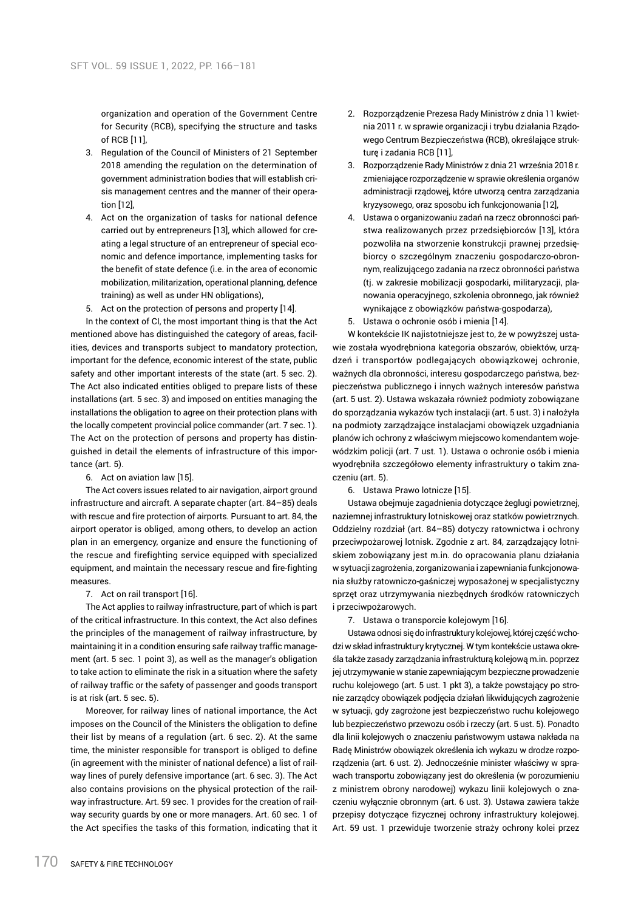organization and operation of the Government Centre for Security (RCB), specifying the structure and tasks of RCB [11],

3. Regulation of the Council of Ministers of 21 September 2018 amending the regulation on the determination of government administration bodies that will establish crisis management centres and the manner of their operation [12],
4. Act on the organization of tasks for national defence carried out by entrepreneurs [13], which allowed for creating a legal structure of an entrepreneur of special economic and defence importance, implementing tasks for the benefit of state defence (i.e. in the area of economic mobilization, militarization, operational planning, defence training) as well as under HN obligations),
5. Act on the protection of persons and property [14].

In the context of CI, the most important thing is that the Act mentioned above has distinguished the category of areas, facilities, devices and transports subject to mandatory protection, important for the defence, economic interest of the state, public safety and other important interests of the state (art. 5 sec. 2). The Act also indicated entities obliged to prepare lists of these installations (art. 5 sec. 3) and imposed on entities managing the installations the obligation to agree on their protection plans with the locally competent provincial police commander (art. 7 sec. 1). The Act on the protection of persons and property has distinguished in detail the elements of infrastructure of this importance (art. 5).

6. Act on aviation law [15].

The Act covers issues related to air navigation, airport ground infrastructure and aircraft. A separate chapter (art. 84–85) deals with rescue and fire protection of airports. Pursuant to art. 84, the airport operator is obliged, among others, to develop an action plan in an emergency, organize and ensure the functioning of the rescue and firefighting service equipped with specialized equipment, and maintain the necessary rescue and fire-fighting measures.

7. Act on rail transport [16].

The Act applies to railway infrastructure, part of which is part of the critical infrastructure. In this context, the Act also defines the principles of the management of railway infrastructure, by maintaining it in a condition ensuring safe railway traffic management (art. 5 sec. 1 point 3), as well as the manager's obligation to take action to eliminate the risk in a situation where the safety of railway traffic or the safety of passenger and goods transport is at risk (art. 5 sec. 5).

Moreover, for railway lines of national importance, the Act imposes on the Council of the Ministers the obligation to define their list by means of a regulation (art. 6 sec. 2). At the same time, the minister responsible for transport is obliged to define (in agreement with the minister of national defence) a list of railway lines of purely defensive importance (art. 6 sec. 3). The Act also contains provisions on the physical protection of the railway infrastructure. Art. 59 sec. 1 provides for the creation of railway security guards by one or more managers. Art. 60 sec. 1 of the Act specifies the tasks of this formation, indicating that it

2. Rozporządzenie Prezesa Rady Ministrów z dnia 11 kwietnia 2011 r. w sprawie organizacji i trybu działania Rządowego Centrum Bezpieczeństwa (RCB), określające strukturę i zadania RCB [11],
3. Rozporządzenie Rady Ministrów z dnia 21 września 2018 r. zmieniające rozporządzenie w sprawie określenia organów administracji rządowej, które utworzą centra zarządzania kryzysowego, oraz sposobu ich funkcjonowania [12],
4. Ustawa o organizowaniu zadań na rzecz obronności państwa realizowanych przez przedsiębiorców [13], która pozwoliła na stworzenie konstrukcji prawnej przedsiębiorcy o szczególnym znaczeniu gospodarczo-obronnym, realizującego zadania na rzecz obronności państwa (tj. w zakresie mobilizacji gospodarki, militaryzacji, planowania operacyjnego, szkolenia obronnego, jak również wynikające z obowiązków państwa-gospodarza),
5. Ustawa o ochronie osób i mienia [14].

W kontekście IK najistotniejsze jest to, że w powyższej ustawie została wyodrębniona kategoria obszarów, obiektów, urządzeń i transportów podlegających obowiązkowej ochronie, ważnych dla obronności, interesu gospodarczego państwa, bezpieczeństwa publicznego i innych ważnych interesów państwa (art. 5 ust. 2). Ustawa wskazała również podmioty zobowiązane do sporządzania wykazów tych instalacji (art. 5 ust. 3) i nałożyła na podmioty zarządzające instalacjami obowiązek uzgadniania planów ich ochrony z właściwym miejscowo komendantem wojewódzkim policji (art. 7 ust. 1). Ustawa o ochronie osób i mienia wyodrębniła szczegółowo elementy infrastruktury o takim znaczeniu (art. 5).

6. Ustawa Prawo lotnicze [15].

Ustawa obejmuje zagadnienia dotyczące żeglugi powietrznej, naziemnej infrastruktury lotniskowej oraz statków powietrznych. Oddzielny rozdział (art. 84–85) dotyczy ratownictwa i ochrony przeciwpożarowej lotnisk. Zgodnie z art. 84, zarządzający lotniskiem zobowiązany jest m.in. do opracowania planu działania w sytuacji zagrożenia, zorganizowania i zapewniania funkcjonowania służby ratowniczo-gaśniczej wyposażonej w specjalistyczny sprzęt oraz utrzymywania niezbędnych środków ratowniczych i przeciwpożarowych.

7. Ustawa o transporcie kolejowym [16].

Ustawa odnosi się do infrastruktury kolejowej, której część wchodzi w skład infrastruktury krytycznej. W tym kontekście ustawa określa także zasady zarządzania infrastrukturą kolejową m.in. poprzez jej utrzymywanie w stanie zapewniającym bezpieczne prowadzenie ruchu kolejowego (art. 5 ust. 1 pkt 3), a także powstający po stronie zarządcy obowiązek podjęcia działań likwidujących zagrożenie w sytuacji, gdy zagrożone jest bezpieczeństwo ruchu kolejowego lub bezpieczeństwo przewozu osób i rzeczy (art. 5 ust. 5). Ponadto dla linii kolejowych o znaczeniu państwowym ustawa nakłada na Radę Ministrów obowiązek określenia ich wykazu w drodze rozporządzenia (art. 6 ust. 2). Jednocześnie minister właściwy w sprawach transportu zobowiązany jest do określenia (w porozumieniu z ministrem obrony narodowej) wykazu linii kolejowych o znaczeniu wyłącznie obronnym (art. 6 ust. 3). Ustawa zawiera także przepisy dotyczące fizycznej ochrony infrastruktury kolejowej. Art. 59 ust. 1 przewiduje tworzenie straży ochrony kolei przez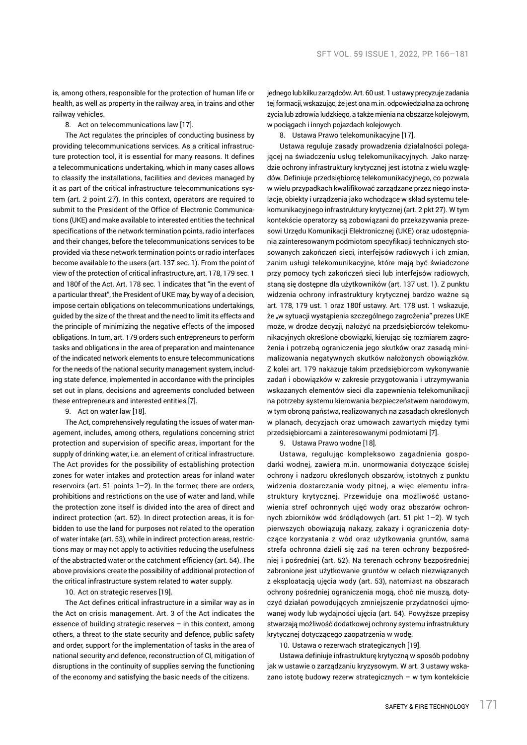is, among others, responsible for the protection of human life or health, as well as property in the railway area, in trains and other railway vehicles.

8. Act on telecommunications law [17].

The Act regulates the principles of conducting business by providing telecommunications services. As a critical infrastructure protection tool, it is essential for many reasons. It defines a telecommunications undertaking, which in many cases allows to classify the installations, facilities and devices managed by it as part of the critical infrastructure telecommunications system (art. 2 point 27). In this context, operators are required to submit to the President of the Office of Electronic Communications (UKE) and make available to interested entities the technical specifications of the network termination points, radio interfaces and their changes, before the telecommunications services to be provided via these network termination points or radio interfaces become available to the users (art. 137 sec. 1). From the point of view of the protection of critical infrastructure, art. 178, 179 sec. 1 and 180f of the Act. Art. 178 sec. 1 indicates that "in the event of a particular threat", the President of UKE may, by way of a decision, impose certain obligations on telecommunications undertakings, guided by the size of the threat and the need to limit its effects and the principle of minimizing the negative effects of the imposed obligations. In turn, art. 179 orders such entrepreneurs to perform tasks and obligations in the area of preparation and maintenance of the indicated network elements to ensure telecommunications for the needs of the national security management system, including state defence, implemented in accordance with the principles set out in plans, decisions and agreements concluded between these entrepreneurs and interested entities [7].

9. Act on water law [18].

The Act, comprehensively regulating the issues of water management, includes, among others, regulations concerning strict protection and supervision of specific areas, important for the supply of drinking water, i.e. an element of critical infrastructure. The Act provides for the possibility of establishing protection zones for water intakes and protection areas for inland water reservoirs (art. 51 points 1–2). In the former, there are orders, prohibitions and restrictions on the use of water and land, while the protection zone itself is divided into the area of direct and indirect protection (art. 52). In direct protection areas, it is forbidden to use the land for purposes not related to the operation of water intake (art. 53), while in indirect protection areas, restrictions may or may not apply to activities reducing the usefulness of the abstracted water or the catchment efficiency (art. 54). The above provisions create the possibility of additional protection of the critical infrastructure system related to water supply.

10. Act on strategic reserves [19].

The Act defines critical infrastructure in a similar way as in the Act on crisis management. Art. 3 of the Act indicates the essence of building strategic reserves – in this context, among others, a threat to the state security and defence, public safety and order, support for the implementation of tasks in the area of national security and defence, reconstruction of CI, mitigation of disruptions in the continuity of supplies serving the functioning of the economy and satisfying the basic needs of the citizens.

jednego lub kilku zarządców. Art. 60 ust. 1 ustawy precyzuje zadania tej formacji, wskazując, że jest ona m.in. odpowiedzialna za ochronę życia lub zdrowia ludzkiego, a także mienia na obszarze kolejowym, w pociągach i innych pojazdach kolejowych.

8. Ustawa Prawo telekomunikacyjne [17].

Ustawa reguluje zasady prowadzenia działalności polegającej na świadczeniu usług telekomunikacyjnych. Jako narzędzie ochrony infrastruktury krytycznej jest istotna z wielu względów. Definiuje przedsiębiorcę telekomunikacyjnego, co pozwala w wielu przypadkach kwalifikować zarządzane przez niego instalacje, obiekty i urządzenia jako wchodzące w skład systemu telekomunikacyjnego infrastruktury krytycznej (art. 2 pkt 27). W tym kontekście operatorzy są zobowiązani do przekazywania prezesowi Urzędu Komunikacji Elektronicznej (UKE) oraz udostępniania zainteresowanym podmiotom specyfikacji technicznych stosowanych zakończeń sieci, interfejsów radiowych i ich zmian, zanim usługi telekomunikacyjne, które mają być świadczone przy pomocy tych zakończeń sieci lub interfejsów radiowych, staną się dostępne dla użytkowników (art. 137 ust. 1). Z punktu widzenia ochrony infrastruktury krytycznej bardzo ważne są art. 178, 179 ust. 1 oraz 180f ustawy. Art. 178 ust. 1 wskazuje, że „w sytuacji wystąpienia szczególnego zagrożenia" prezes UKE może, w drodze decyzji, nałożyć na przedsiębiorców telekomunikacyjnych określone obowiązki, kierując się rozmiarem zagrożenia i potrzebą ograniczenia jego skutków oraz zasadą minimalizowania negatywnych skutków nałożonych obowiązków. Z kolei art. 179 nakazuje takim przedsiębiorcom wykonywanie zadań i obowiązków w zakresie przygotowania i utrzymywania wskazanych elementów sieci dla zapewnienia telekomunikacji na potrzeby systemu kierowania bezpieczeństwem narodowym, w tym obroną państwa, realizowanych na zasadach określonych w planach, decyzjach oraz umowach zawartych między tymi przedsiębiorcami a zainteresowanymi podmiotami [7].

9. Ustawa Prawo wodne [18].

Ustawa, regulując kompleksowo zagadnienia gospodarki wodnej, zawiera m.in. unormowania dotyczące ścisłej ochrony i nadzoru określonych obszarów, istotnych z punktu widzenia dostarczania wody pitnej, a więc elementu infrastruktury krytycznej. Przewiduje ona możliwość ustanowienia stref ochronnych ujęć wody oraz obszarów ochronnych zbiorników wód śródlądowych (art. 51 pkt 1–2). W tych pierwszych obowiązują nakazy, zakazy i ograniczenia dotyczące korzystania z wód oraz użytkowania gruntów, sama strefa ochronna dzieli się zaś na teren ochrony bezpośredniej i pośredniej (art. 52). Na terenach ochrony bezpośredniej zabronione jest użytkowanie gruntów w celach niezwiązanych z eksploatacją ujęcia wody (art. 53), natomiast na obszarach ochrony pośredniej ograniczenia mogą, choć nie muszą, dotyczyć działań powodujących zmniejszenie przydatności ujmowanej wody lub wydajności ujęcia (art. 54). Powyższe przepisy stwarzają możliwość dodatkowej ochrony systemu infrastruktury krytycznej dotyczącego zaopatrzenia w wodę.

10. Ustawa o rezerwach strategicznych [19].

Ustawa definiuje infrastrukturę krytyczną w sposób podobny jak w ustawie o zarządzaniu kryzysowym. W art. 3 ustawy wskazano istotę budowy rezerw strategicznych – w tym kontekście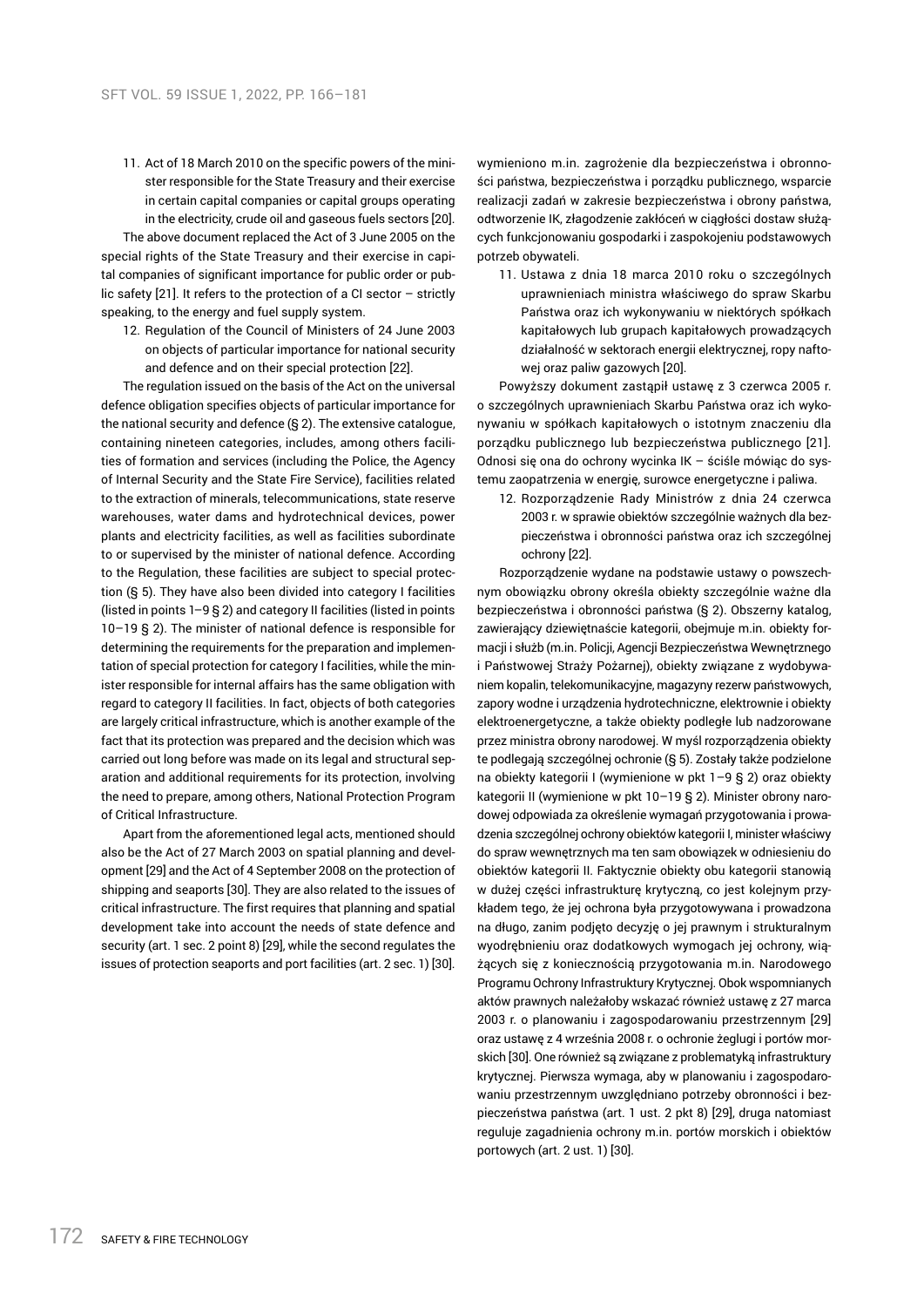11. Act of 18 March 2010 on the specific powers of the minister responsible for the State Treasury and their exercise in certain capital companies or capital groups operating in the electricity, crude oil and gaseous fuels sectors [20].

The above document replaced the Act of 3 June 2005 on the special rights of the State Treasury and their exercise in capital companies of significant importance for public order or public safety [21]. It refers to the protection of a CI sector – strictly speaking, to the energy and fuel supply system.

12. Regulation of the Council of Ministers of 24 June 2003 on objects of particular importance for national security and defence and on their special protection [22].

The regulation issued on the basis of the Act on the universal defence obligation specifies objects of particular importance for the national security and defence (§ 2). The extensive catalogue, containing nineteen categories, includes, among others facilities of formation and services (including the Police, the Agency of Internal Security and the State Fire Service), facilities related to the extraction of minerals, telecommunications, state reserve warehouses, water dams and hydrotechnical devices, power plants and electricity facilities, as well as facilities subordinate to or supervised by the minister of national defence. According to the Regulation, these facilities are subject to special protection (§ 5). They have also been divided into category I facilities (listed in points 1–9 § 2) and category II facilities (listed in points 10–19 § 2). The minister of national defence is responsible for determining the requirements for the preparation and implementation of special protection for category I facilities, while the minister responsible for internal affairs has the same obligation with regard to category II facilities. In fact, objects of both categories are largely critical infrastructure, which is another example of the fact that its protection was prepared and the decision which was carried out long before was made on its legal and structural separation and additional requirements for its protection, involving the need to prepare, among others, National Protection Program of Critical Infrastructure.

Apart from the aforementioned legal acts, mentioned should also be the Act of 27 March 2003 on spatial planning and development [29] and the Act of 4 September 2008 on the protection of shipping and seaports [30]. They are also related to the issues of critical infrastructure. The first requires that planning and spatial development take into account the needs of state defence and security (art. 1 sec. 2 point 8) [29], while the second regulates the issues of protection seaports and port facilities (art. 2 sec. 1) [30].

wymieniono m.in. zagrożenie dla bezpieczeństwa i obronności państwa, bezpieczeństwa i porządku publicznego, wsparcie realizacji zadań w zakresie bezpieczeństwa i obrony państwa, odtworzenie IK, złagodzenie zakłóceń w ciągłości dostaw służących funkcjonowaniu gospodarki i zaspokojeniu podstawowych potrzeb obywateli.

11. Ustawa z dnia 18 marca 2010 roku o szczególnych uprawnieniach ministra właściwego do spraw Skarbu Państwa oraz ich wykonywaniu w niektórych spółkach kapitałowych lub grupach kapitałowych prowadzących działalność w sektorach energii elektrycznej, ropy naftowej oraz paliw gazowych [20].

Powyższy dokument zastąpił ustawę z 3 czerwca 2005 r. o szczególnych uprawnieniach Skarbu Państwa oraz ich wykonywaniu w spółkach kapitałowych o istotnym znaczeniu dla porządku publicznego lub bezpieczeństwa publicznego [21]. Odnosi się ona do ochrony wycinka IK – ściśle mówiąc do systemu zaopatrzenia w energię, surowce energetyczne i paliwa.

12. Rozporządzenie Rady Ministrów z dnia 24 czerwca 2003 r. w sprawie obiektów szczególnie ważnych dla bezpieczeństwa i obronności państwa oraz ich szczególnej ochrony [22].

Rozporządzenie wydane na podstawie ustawy o powszechnym obowiązku obrony określa obiekty szczególnie ważne dla bezpieczeństwa i obronności państwa (§ 2). Obszerny katalog, zawierający dziewiętnaście kategorii, obejmuje m.in. obiekty formacji i służb (m.in. Policji, Agencji Bezpieczeństwa Wewnętrznego i Państwowej Straży Pożarnej), obiekty związane z wydobywaniem kopalin, telekomunikacyjne, magazyny rezerw państwowych, zapory wodne i urządzenia hydrotechniczne, elektrownie i obiekty elektroenergetyczne, a także obiekty podległe lub nadzorowane przez ministra obrony narodowej. W myśl rozporządzenia obiekty te podlegają szczególnej ochronie (§ 5). Zostały także podzielone na obiekty kategorii I (wymienione w pkt 1–9 § 2) oraz obiekty kategorii II (wymienione w pkt 10–19 § 2). Minister obrony narodowej odpowiada za określenie wymagań przygotowania i prowadzenia szczególnej ochrony obiektów kategorii I, minister właściwy do spraw wewnętrznych ma ten sam obowiązek w odniesieniu do obiektów kategorii II. Faktycznie obiekty obu kategorii stanowią w dużej części infrastrukturę krytyczną, co jest kolejnym przykładem tego, że jej ochrona była przygotowywana i prowadzona na długo, zanim podjęto decyzję o jej prawnym i strukturalnym wyodrębnieniu oraz dodatkowych wymogach jej ochrony, wiążących się z koniecznością przygotowania m.in. Narodowego Programu Ochrony Infrastruktury Krytycznej. Obok wspomnianych aktów prawnych należałoby wskazać również ustawę z 27 marca 2003 r. o planowaniu i zagospodarowaniu przestrzennym [29] oraz ustawę z 4 września 2008 r. o ochronie żeglugi i portów morskich [30]. One również są związane z problematyką infrastruktury krytycznej. Pierwsza wymaga, aby w planowaniu i zagospodarowaniu przestrzennym uwzględniano potrzeby obronności i bezpieczeństwa państwa (art. 1 ust. 2 pkt 8) [29], druga natomiast reguluje zagadnienia ochrony m.in. portów morskich i obiektów portowych (art. 2 ust. 1) [30].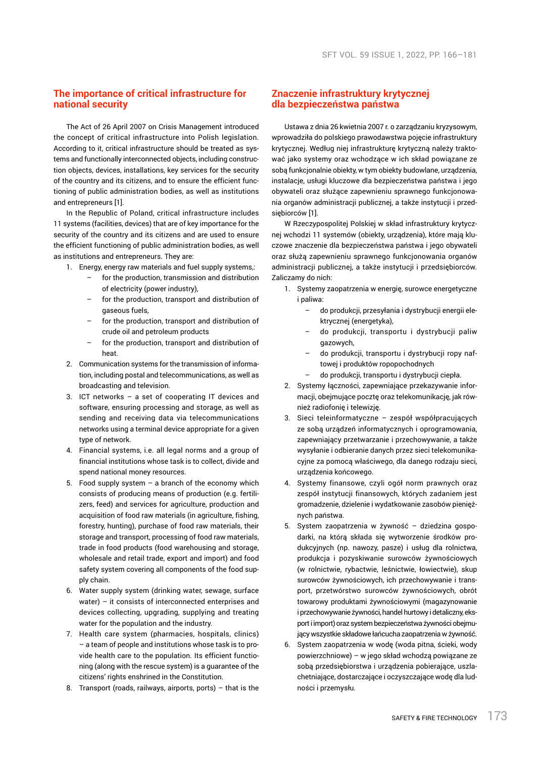## The importance of critical infrastructure for national security

The Act of 26 April 2007 on Crisis Management introduced the concept of critical infrastructure into Polish legislation. According to it, critical infrastructure should be treated as systems and functionally interconnected objects, including construction objects, devices, installations, key services for the security of the country and its citizens, and to ensure the efficient functioning of public administration bodies, as well as institutions and entrepreneurs [1].

In the Republic of Poland, critical infrastructure includes 11 systems (facilities, devices) that are of key importance for the security of the country and its citizens and are used to ensure the efficient functioning of public administration bodies, as well as institutions and entrepreneurs. They are:

1. Energy, energy raw materials and fuel supply systems,:
   - for the production, transmission and distribution of electricity (power industry),
   - for the production, transport and distribution of gaseous fuels,
   - for the production, transport and distribution of crude oil and petroleum products
   - for the production, transport and distribution of heat.
2. Communication systems for the transmission of information, including postal and telecommunications, as well as broadcasting and television.
3. ICT networks – a set of cooperating IT devices and software, ensuring processing and storage, as well as sending and receiving data via telecommunications networks using a terminal device appropriate for a given type of network.
4. Financial systems, i.e. all legal norms and a group of financial institutions whose task is to collect, divide and spend national money resources.
5. Food supply system – a branch of the economy which consists of producing means of production (e.g. fertilizers, feed) and services for agriculture, production and acquisition of food raw materials (in agriculture, fishing, forestry, hunting), purchase of food raw materials, their storage and transport, processing of food raw materials, trade in food products (food warehousing and storage, wholesale and retail trade, export and import) and food safety system covering all components of the food supply chain.
6. Water supply system (drinking water, sewage, surface water) – it consists of interconnected enterprises and devices collecting, upgrading, supplying and treating water for the population and the industry.
7. Health care system (pharmacies, hospitals, clinics) – a team of people and institutions whose task is to provide health care to the population. Its efficient functioning (along with the rescue system) is a guarantee of the citizens' rights enshrined in the Constitution.
8. Transport (roads, railways, airports, ports) – that is the

## Znaczenie infrastruktury krytycznej dla bezpieczeństwa państwa

Ustawa z dnia 26 kwietnia 2007 r. o zarządzaniu kryzysowym, wprowadziła do polskiego prawodawstwa pojęcie infrastruktury krytycznej. Według niej infrastrukturę krytyczną należy traktować jako systemy oraz wchodzące w ich skład powiązane ze sobą funkcjonalnie obiekty, w tym obiekty budowlane, urządzenia, instalacje, usługi kluczowe dla bezpieczeństwa państwa i jego obywateli oraz służące zapewnieniu sprawnego funkcjonowania organów administracji publicznej, a także instytucji i przedsiębiorców [1].

W Rzeczypospolitej Polskiej w skład infrastruktury krytycznej wchodzi 11 systemów (obiekty, urządzenia), które mają kluczowe znaczenie dla bezpieczeństwa państwa i jego obywateli oraz służą zapewnieniu sprawnego funkcjonowania organów administracji publicznej, a także instytucji i przedsiębiorców. Zaliczamy do nich:

1. Systemy zaopatrzenia w energię, surowce energetyczne i paliwa:
   - do produkcji, przesyłania i dystrybucji energii elektrycznej (energetyka),
   - do produkcji, transportu i dystrybucji paliw gazowych,
   - do produkcji, transportu i dystrybucji ropy naftowej i produktów ropopochodnych
   - do produkcji, transportu i dystrybucji ciepła.
2. Systemy łączności, zapewniające przekazywanie informacji, obejmujące pocztę oraz telekomunikację, jak również radiofonię i telewizję.
3. Sieci teleinformatyczne – zespół współpracujących ze sobą urządzeń informatycznych i oprogramowania, zapewniający przetwarzanie i przechowywanie, a także wysyłanie i odbieranie danych przez sieci telekomunikacyjne za pomocą właściwego, dla danego rodzaju sieci, urządzenia końcowego.
4. Systemy finansowe, czyli ogół norm prawnych oraz zespół instytucji finansowych, których zadaniem jest gromadzenie, dzielenie i wydatkowanie zasobów pieniężnych państwa.
5. System zaopatrzenia w żywność – dziedzina gospodarki, na którą składa się wytworzenie środków produkcyjnych (np. nawozy, pasze) i usług dla rolnictwa, produkcja i pozyskiwanie surowców żywnościowych (w rolnictwie, rybactwie, leśnictwie, łowiectwie), skup surowców żywnościowych, ich przechowywanie i transport, przetwórstwo surowców żywnościowych, obrót towarowy produktami żywnościowymi (magazynowanie i przechowywanie żywności, handel hurtowy i detaliczny, eksport i import) oraz system bezpieczeństwa żywności obejmujący wszystkie składowe łańcucha zaopatrzenia w żywność.
6. System zaopatrzenia w wodę (woda pitna, ścieki, wody powierzchniowe) – w jego skład wchodzą powiązane ze sobą przedsiębiorstwa i urządzenia pobierające, uszlachetniające, dostarczające i oczyszczające wodę dla ludności i przemysłu.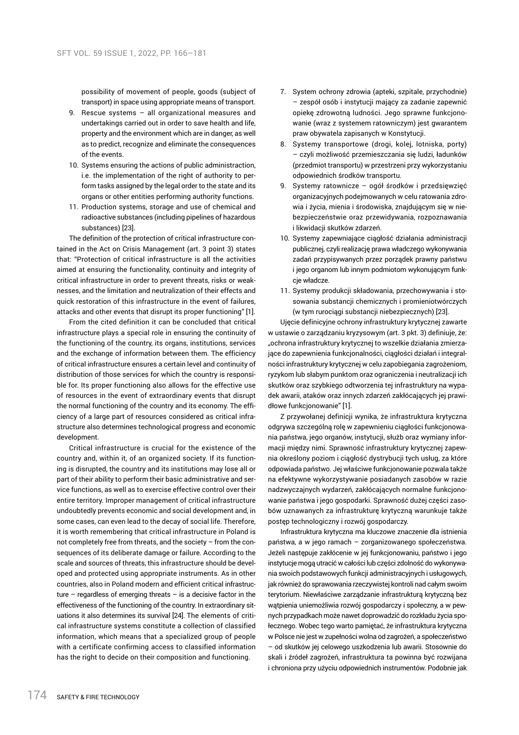possibility of movement of people, goods (subject of transport) in space using appropriate means of transport.

9. Rescue systems – all organizational measures and undertakings carried out in order to save health and life, property and the environment which are in danger, as well as to predict, recognize and eliminate the consequences of the events.
10. Systems ensuring the actions of public administraction, i.e. the implementation of the right of authority to perform tasks assigned by the legal order to the state and its organs or other entities performing authority functions.
11. Production systems, storage and use of chemical and radioactive substances (including pipelines of hazardous substances) [23].

The definition of the protection of critical infrastructure contained in the Act on Crisis Management (art. 3 point 3) states that: "Protection of critical infrastructure is all the activities aimed at ensuring the functionality, continuity and integrity of critical infrastructure in order to prevent threats, risks or weaknesses, and the limitation and neutralization of their effects and quick restoration of this infrastructure in the event of failures, attacks and other events that disrupt its proper functioning" [1].

From the cited definition it can be concluded that critical infrastructure plays a special role in ensuring the continuity of the functioning of the country, its organs, institutions, services and the exchange of information between them. The efficiency of critical infrastructure ensures a certain level and continuity of distribution of those services for which the country is responsible for. Its proper functioning also allows for the effective use of resources in the event of extraordinary events that disrupt the normal functioning of the country and its economy. The efficiency of a large part of resources considered as critical infrastructure also determines technological progress and economic development.

Critical infrastructure is crucial for the existence of the country and, within it, of an organized society. If its functioning is disrupted, the country and its institutions may lose all or part of their ability to perform their basic administrative and service functions, as well as to exercise effective control over their entire territory. Improper management of critical infrastructure undoubtedly prevents economic and social development and, in some cases, can even lead to the decay of social life. Therefore, it is worth remembering that critical infrastructure in Poland is not completely free from threats, and the society – from the consequences of its deliberate damage or failure. According to the scale and sources of threats, this infrastructure should be developed and protected using appropriate instruments. As in other countries, also in Poland modern and efficient critical infrastructure – regardless of emerging threats – is a decisive factor in the effectiveness of the functioning of the country. In extraordinary situations it also determines its survival [24]. The elements of critical infrastructure systems constitute a collection of classified information, which means that a specialized group of people with a certificate confirming access to classified information has the right to decide on their composition and functioning.

7. System ochrony zdrowia (apteki, szpitale, przychodnie) – zespół osób i instytucji mający za zadanie zapewnić opiekę zdrowotną ludności. Jego sprawne funkcjonowanie (wraz z systemem ratowniczym) jest gwarantem praw obywatela zapisanych w Konstytucji.
8. Systemy transportowe (drogi, kolej, lotniska, porty) – czyli możliwość przemieszczania się ludzi, ładunków (przedmiot transportu) w przestrzeni przy wykorzystaniu odpowiednich środków transportu.
9. Systemy ratownicze – ogół środków i przedsięwzięć organizacyjnych podejmowanych w celu ratowania zdrowia i życia, mienia i środowiska, znajdującym się w niebezpieczeństwie oraz przewidywania, rozpoznawania i likwidacji skutków zdarzeń.
10. Systemy zapewniające ciągłość działania administracji publicznej, czyli realizację prawa władczego wykonywania zadań przypisywanych przez porządek prawny państwu i jego organom lub innym podmiotom wykonującym funkcje władcze.
11. Systemy produkcji składowania, przechowywania i stosowania substancji chemicznych i promieniotwórczych (w tym rurociągi substancji niebezpiecznych) [23].

Ujęcie definicyjne ochrony infrastruktury krytycznej zawarte w ustawie o zarządzaniu kryzysowym (art. 3 pkt. 3) definiuje, że: „ochrona infrastruktury krytycznej to wszelkie działania zmierzające do zapewnienia funkcjonalności, ciągłości działań i integralności infrastruktury krytycznej w celu zapobiegania zagrożeniom, ryzykom lub słabym punktom oraz ograniczenia i neutralizacji ich skutków oraz szybkiego odtworzenia tej infrastruktury na wypadek awarii, ataków oraz innych zdarzeń zakłócających jej prawidłowe funkcjonowanie" [1].

Z przywołanej definicji wynika, że infrastruktura krytyczna odgrywa szczególną rolę w zapewnieniu ciągłości funkcjonowania państwa, jego organów, instytucji, służb oraz wymiany informacji między nimi. Sprawność infrastruktury krytycznej zapewnia określony poziom i ciągłość dystrybucji tych usług, za które odpowiada państwo. Jej właściwe funkcjonowanie pozwala także na efektywne wykorzystywanie posiadanych zasobów w razie nadzwyczajnych wydarzeń, zakłócających normalne funkcjonowanie państwa i jego gospodarki. Sprawność dużej części zasobów uznawanych za infrastrukturę krytyczną warunkuje także postęp technologiczny i rozwój gospodarczy.

Infrastruktura krytyczna ma kluczowe znaczenie dla istnienia państwa, a w jego ramach – zorganizowanego społeczeństwa. Jeżeli następuje zakłócenie w jej funkcjonowaniu, państwo i jego instytucje mogą utracić w całości lub części zdolność do wykonywania swoich podstawowych funkcji administracyjnych i usługowych, jak również do sprawowania rzeczywistej kontroli nad całym swoim terytorium. Niewłaściwe zarządzanie infrastrukturą krytyczną bez wątpienia uniemożliwia rozwój gospodarczy i społeczny, a w pewnych przypadkach może nawet doprowadzić do rozkładu życia społecznego. Wobec tego warto pamiętać, że infrastruktura krytyczna w Polsce nie jest w zupełności wolna od zagrożeń, a społeczeństwo – od skutków jej celowego uszkodzenia lub awarii. Stosownie do skali i źródeł zagrożeń, infrastruktura ta powinna być rozwijana i chroniona przy użyciu odpowiednich instrumentów. Podobnie jak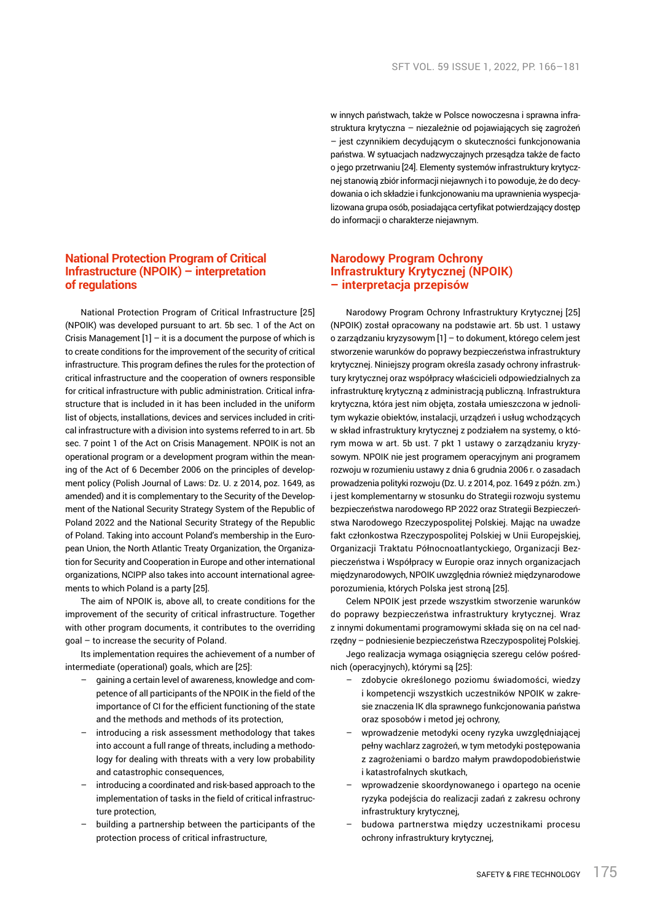w innych państwach, także w Polsce nowoczesna i sprawna infrastruktura krytyczna – niezależnie od pojawiających się zagrożeń – jest czynnikiem decydującym o skuteczności funkcjonowania państwa. W sytuacjach nadzwyczajnych przesądza także de facto o jego przetrwaniu [24]. Elementy systemów infrastruktury krytycznej stanowią zbiór informacji niejawnych i to powoduje, że do decydowania o ich składzie i funkcjonowaniu ma uprawnienia wyspecjalizowana grupa osób, posiadająca certyfikat potwierdzający dostęp do informacji o charakterze niejawnym.

## National Protection Program of Critical Infrastructure (NPOIK) – interpretation of regulations

National Protection Program of Critical Infrastructure [25] (NPOIK) was developed pursuant to art. 5b sec. 1 of the Act on Crisis Management [1] – it is a document the purpose of which is to create conditions for the improvement of the security of critical infrastructure. This program defines the rules for the protection of critical infrastructure and the cooperation of owners responsible for critical infrastructure with public administration. Critical infrastructure that is included in it has been included in the uniform list of objects, installations, devices and services included in critical infrastructure with a division into systems referred to in art. 5b sec. 7 point 1 of the Act on Crisis Management. NPOIK is not an operational program or a development program within the meaning of the Act of 6 December 2006 on the principles of development policy (Polish Journal of Laws: Dz. U. z 2014, poz. 1649, as amended) and it is complementary to the Security of the Development of the National Security Strategy System of the Republic of Poland 2022 and the National Security Strategy of the Republic of Poland. Taking into account Poland's membership in the European Union, the North Atlantic Treaty Organization, the Organization for Security and Cooperation in Europe and other international organizations, NCIPP also takes into account international agreements to which Poland is a party [25].

The aim of NPOIK is, above all, to create conditions for the improvement of the security of critical infrastructure. Together with other program documents, it contributes to the overriding goal – to increase the security of Poland.

Its implementation requires the achievement of a number of intermediate (operational) goals, which are [25]:

- gaining a certain level of awareness, knowledge and competence of all participants of the NPOIK in the field of the importance of CI for the efficient functioning of the state and the methods and methods of its protection,
- introducing a risk assessment methodology that takes into account a full range of threats, including a methodology for dealing with threats with a very low probability and catastrophic consequences,
- introducing a coordinated and risk-based approach to the implementation of tasks in the field of critical infrastructure protection,
- building a partnership between the participants of the protection process of critical infrastructure,

## Narodowy Program Ochrony Infrastruktury Krytycznej (NPOIK) – interpretacja przepisów

Narodowy Program Ochrony Infrastruktury Krytycznej [25] (NPOIK) został opracowany na podstawie art. 5b ust. 1 ustawy o zarządzaniu kryzysowym [1] – to dokument, którego celem jest stworzenie warunków do poprawy bezpieczeństwa infrastruktury krytycznej. Niniejszy program określa zasady ochrony infrastruktury krytycznej oraz współpracy właścicieli odpowiedzialnych za infrastrukturę krytyczną z administracją publiczną. Infrastruktura krytyczna, która jest nim objęta, została umieszczona w jednolitym wykazie obiektów, instalacji, urządzeń i usług wchodzących w skład infrastruktury krytycznej z podziałem na systemy, o którym mowa w art. 5b ust. 7 pkt 1 ustawy o zarządzaniu kryzysowym. NPOIK nie jest programem operacyjnym ani programem rozwoju w rozumieniu ustawy z dnia 6 grudnia 2006 r. o zasadach prowadzenia polityki rozwoju (Dz. U. z 2014, poz. 1649 z późn. zm.) i jest komplementarny w stosunku do Strategii rozwoju systemu bezpieczeństwa narodowego RP 2022 oraz Strategii Bezpieczeństwa Narodowego Rzeczypospolitej Polskiej. Mając na uwadze fakt członkostwa Rzeczypospolitej Polskiej w Unii Europejskiej, Organizacji Traktatu Północnoatlantyckiego, Organizacji Bezpieczeństwa i Współpracy w Europie oraz innych organizacjach międzynarodowych, NPOIK uwzględnia również międzynarodowe porozumienia, których Polska jest stroną [25].

Celem NPOIK jest przede wszystkim stworzenie warunków do poprawy bezpieczeństwa infrastruktury krytycznej. Wraz z innymi dokumentami programowymi składa się on na cel nadrzędny – podniesienie bezpieczeństwa Rzeczypospolitej Polskiej.

Jego realizacja wymaga osiągnięcia szeregu celów pośrednich (operacyjnych), którymi są [25]:

- zdobycie określonego poziomu świadomości, wiedzy i kompetencji wszystkich uczestników NPOIK w zakresie znaczenia IK dla sprawnego funkcjonowania państwa oraz sposobów i metod jej ochrony,
- wprowadzenie metodyki oceny ryzyka uwzględniającej pełny wachlarz zagrożeń, w tym metodyki postępowania z zagrożeniami o bardzo małym prawdopodobieństwie i katastrofalnych skutkach,
- wprowadzenie skoordynowanego i opartego na ocenie ryzyka podejścia do realizacji zadań z zakresu ochrony infrastruktury krytycznej,
- budowa partnerstwa między uczestnikami procesu ochrony infrastruktury krytycznej,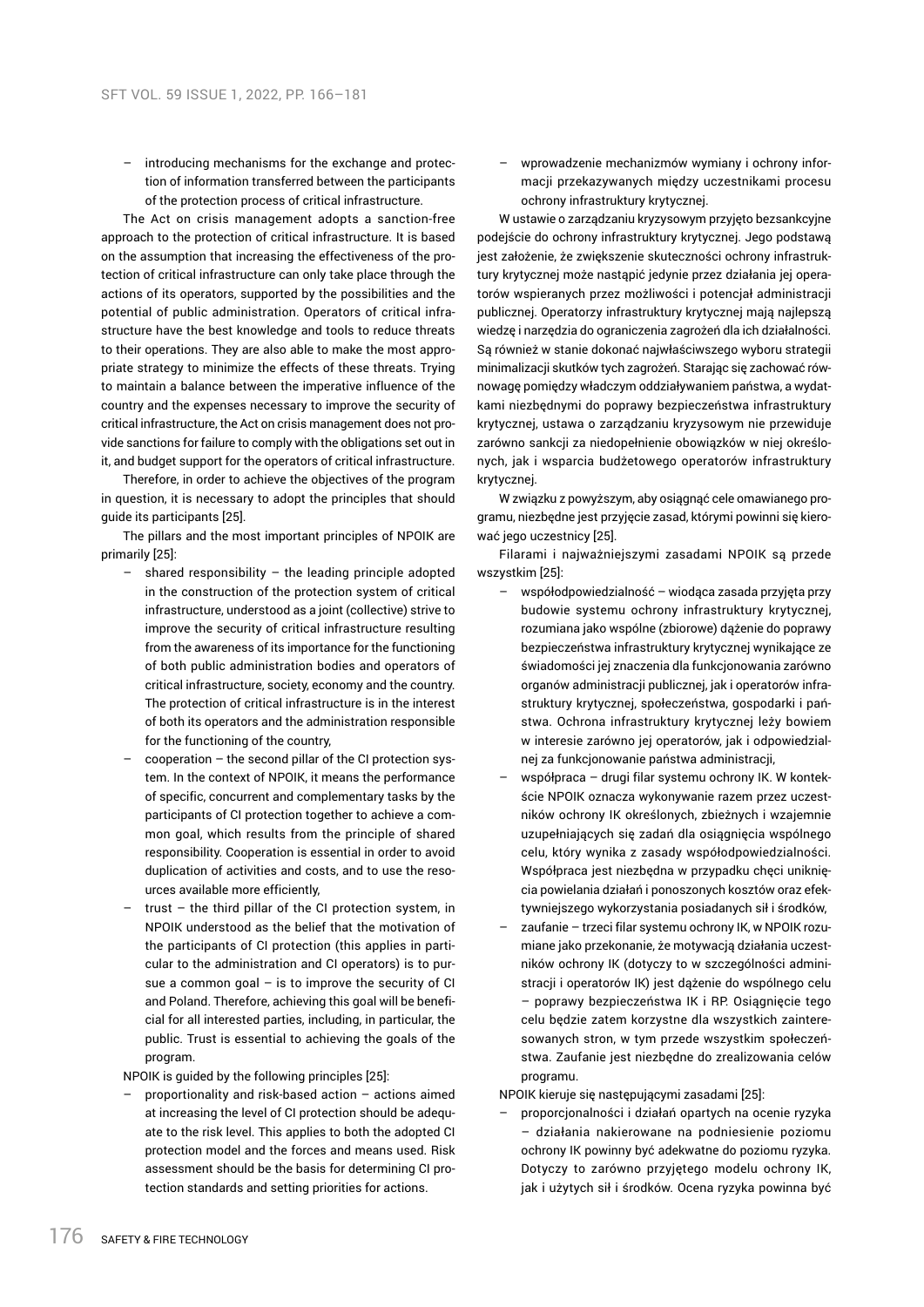- introducing mechanisms for the exchange and protection of information transferred between the participants of the protection process of critical infrastructure.

The Act on crisis management adopts a sanction-free approach to the protection of critical infrastructure. It is based on the assumption that increasing the effectiveness of the protection of critical infrastructure can only take place through the actions of its operators, supported by the possibilities and the potential of public administration. Operators of critical infrastructure have the best knowledge and tools to reduce threats to their operations. They are also able to make the most appropriate strategy to minimize the effects of these threats. Trying to maintain a balance between the imperative influence of the country and the expenses necessary to improve the security of critical infrastructure, the Act on crisis management does not provide sanctions for failure to comply with the obligations set out in it, and budget support for the operators of critical infrastructure.

Therefore, in order to achieve the objectives of the program in question, it is necessary to adopt the principles that should guide its participants [25].

The pillars and the most important principles of NPOIK are primarily [25]:

- shared responsibility – the leading principle adopted in the construction of the protection system of critical infrastructure, understood as a joint (collective) strive to improve the security of critical infrastructure resulting from the awareness of its importance for the functioning of both public administration bodies and operators of critical infrastructure, society, economy and the country. The protection of critical infrastructure is in the interest of both its operators and the administration responsible for the functioning of the country,
- cooperation – the second pillar of the CI protection system. In the context of NPOIK, it means the performance of specific, concurrent and complementary tasks by the participants of CI protection together to achieve a common goal, which results from the principle of shared responsibility. Cooperation is essential in order to avoid duplication of activities and costs, and to use the resources available more efficiently,
- trust – the third pillar of the CI protection system, in NPOIK understood as the belief that the motivation of the participants of CI protection (this applies in particular to the administration and CI operators) is to pursue a common goal – is to improve the security of CI and Poland. Therefore, achieving this goal will be beneficial for all interested parties, including, in particular, the public. Trust is essential to achieving the goals of the program.

NPOIK is guided by the following principles [25]:

- proportionality and risk-based action – actions aimed at increasing the level of CI protection should be adequate to the risk level. This applies to both the adopted CI protection model and the forces and means used. Risk assessment should be the basis for determining CI protection standards and setting priorities for actions.

- wprowadzenie mechanizmów wymiany i ochrony informacji przekazywanych między uczestnikami procesu ochrony infrastruktury krytycznej.

W ustawie o zarządzaniu kryzysowym przyjęto bezsankcyjne podejście do ochrony infrastruktury krytycznej. Jego podstawą jest założenie, że zwiększenie skuteczności ochrony infrastruktury krytycznej może nastąpić jedynie przez działania jej operatorów wspieranych przez możliwości i potencjał administracji publicznej. Operatorzy infrastruktury krytycznej mają najlepszą wiedzę i narzędzia do ograniczenia zagrożeń dla ich działalności. Są również w stanie dokonać najwłaściwszego wyboru strategii minimalizacji skutków tych zagrożeń. Starając się zachować równowagę pomiędzy władczym oddziaływaniem państwa, a wydatkami niezbędnymi do poprawy bezpieczeństwa infrastruktury krytycznej, ustawa o zarządzaniu kryzysowym nie przewiduje zarówno sankcji za niedopełnienie obowiązków w niej określonych, jak i wsparcia budżetowego operatorów infrastruktury krytycznej.

W związku z powyższym, aby osiągnąć cele omawianego programu, niezbędne jest przyjęcie zasad, którymi powinni się kierować jego uczestnicy [25].

Filarami i najważniejszymi zasadami NPOIK są przede wszystkim [25]:

- współodpowiedzialność – wiodąca zasada przyjęta przy budowie systemu ochrony infrastruktury krytycznej, rozumiana jako wspólne (zbiorowe) dążenie do poprawy bezpieczeństwa infrastruktury krytycznej wynikające ze świadomości jej znaczenia dla funkcjonowania zarówno organów administracji publicznej, jak i operatorów infrastruktury krytycznej, społeczeństwa, gospodarki i państwa. Ochrona infrastruktury krytycznej leży bowiem w interesie zarówno jej operatorów, jak i odpowiedzialnej za funkcjonowanie państwa administracji,
- współpraca – drugi filar systemu ochrony IK. W kontekście NPOIK oznacza wykonywanie razem przez uczestników ochrony IK określonych, zbieżnych i wzajemnie uzupełniających się zadań dla osiągnięcia wspólnego celu, który wynika z zasady współodpowiedzialności. Współpraca jest niezbędna w przypadku chęci uniknięcia powielania działań i ponoszonych kosztów oraz efektywniejszego wykorzystania posiadanych sił i środków,
- zaufanie – trzeci filar systemu ochrony IK, w NPOIK rozumiane jako przekonanie, że motywacją działania uczestników ochrony IK (dotyczy to w szczególności administracji i operatorów IK) jest dążenie do wspólnego celu – poprawy bezpieczeństwa IK i RP. Osiągnięcie tego celu będzie zatem korzystne dla wszystkich zainteresowanych stron, w tym przede wszystkim społeczeństwa. Zaufanie jest niezbędne do zrealizowania celów programu.

NPOIK kieruje się następującymi zasadami [25]:

- proporcjonalności i działań opartych na ocenie ryzyka – działania nakierowane na podniesienie poziomu ochrony IK powinny być adekwatne do poziomu ryzyka. Dotyczy to zarówno przyjętego modelu ochrony IK, jak i użytych sił i środków. Ocena ryzyka powinna być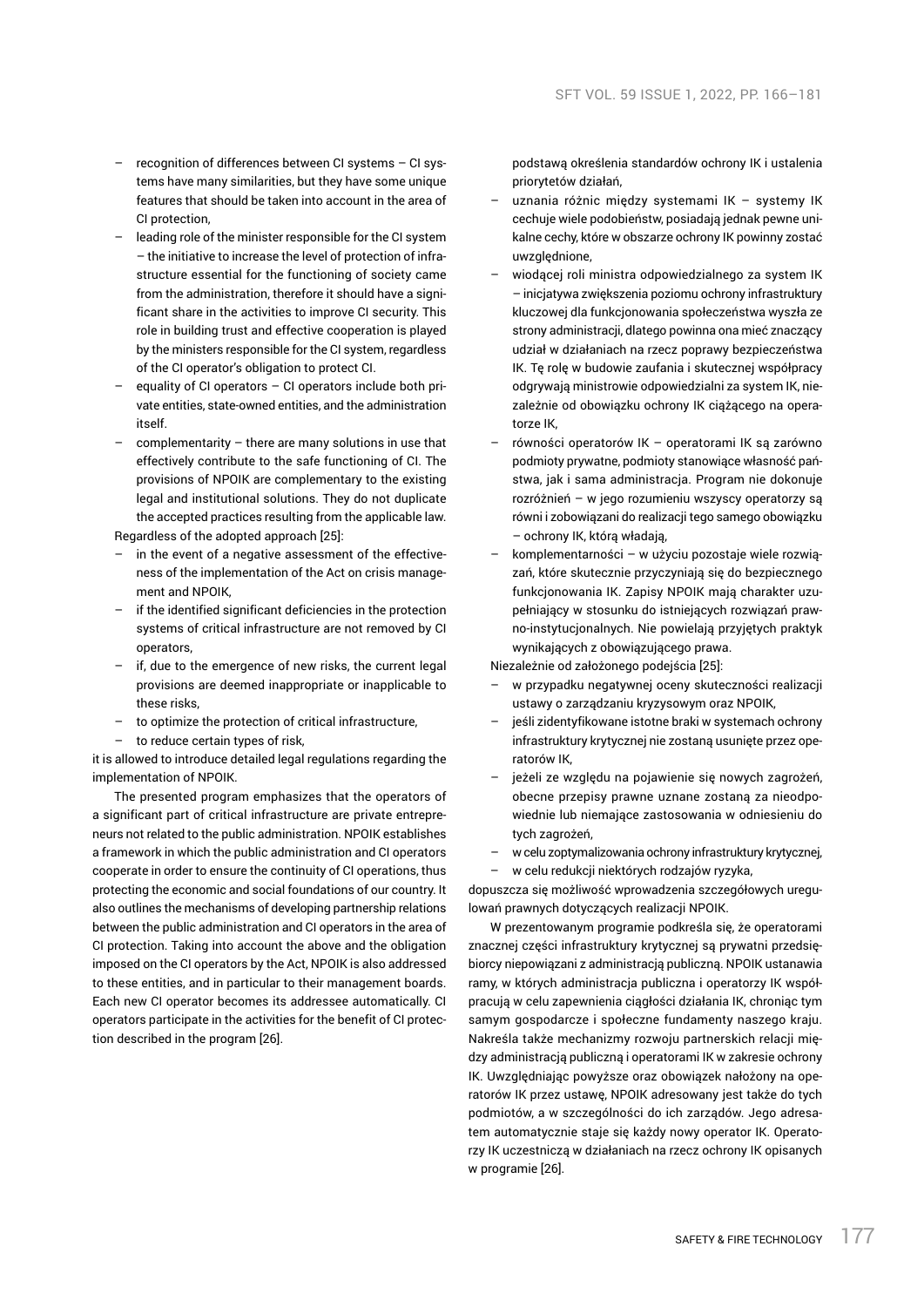- recognition of differences between CI systems – CI systems have many similarities, but they have some unique features that should be taken into account in the area of CI protection,
- leading role of the minister responsible for the CI system – the initiative to increase the level of protection of infrastructure essential for the functioning of society came from the administration, therefore it should have a significant share in the activities to improve CI security. This role in building trust and effective cooperation is played by the ministers responsible for the CI system, regardless of the CI operator's obligation to protect CI.
- equality of CI operators – CI operators include both private entities, state-owned entities, and the administration itself.
- complementarity – there are many solutions in use that effectively contribute to the safe functioning of CI. The provisions of NPOIK are complementary to the existing legal and institutional solutions. They do not duplicate the accepted practices resulting from the applicable law.

Regardless of the adopted approach [25]:

- in the event of a negative assessment of the effectiveness of the implementation of the Act on crisis management and NPOIK,
- if the identified significant deficiencies in the protection systems of critical infrastructure are not removed by CI operators,
- if, due to the emergence of new risks, the current legal provisions are deemed inappropriate or inapplicable to these risks,
- to optimize the protection of critical infrastructure,
- to reduce certain types of risk,

it is allowed to introduce detailed legal regulations regarding the implementation of NPOIK.

The presented program emphasizes that the operators of a significant part of critical infrastructure are private entrepreneurs not related to the public administration. NPOIK establishes a framework in which the public administration and CI operators cooperate in order to ensure the continuity of CI operations, thus protecting the economic and social foundations of our country. It also outlines the mechanisms of developing partnership relations between the public administration and CI operators in the area of CI protection. Taking into account the above and the obligation imposed on the CI operators by the Act, NPOIK is also addressed to these entities, and in particular to their management boards. Each new CI operator becomes its addressee automatically. CI operators participate in the activities for the benefit of CI protection described in the program [26].

podstawą określenia standardów ochrony IK i ustalenia priorytetów działań,

- uznania różnic między systemami IK – systemy IK cechuje wiele podobieństw, posiadają jednak pewne unikalne cechy, które w obszarze ochrony IK powinny zostać uwzględnione,
- wiodącej roli ministra odpowiedzialnego za system IK – inicjatywa zwiększenia poziomu ochrony infrastruktury kluczowej dla funkcjonowania społeczeństwa wyszła ze strony administracji, dlatego powinna ona mieć znaczący udział w działaniach na rzecz poprawy bezpieczeństwa IK. Tę rolę w budowie zaufania i skutecznej współpracy odgrywają ministrowie odpowiedzialni za system IK, niezależnie od obowiązku ochrony IK ciążącego na operatorze IK,
- równości operatorów IK – operatorami IK są zarówno podmioty prywatne, podmioty stanowiące własność państwa, jak i sama administracja. Program nie dokonuje rozróżnień – w jego rozumieniu wszyscy operatorzy są równi i zobowiązani do realizacji tego samego obowiązku – ochrony IK, którą władają,
- komplementarności – w użyciu pozostaje wiele rozwiązań, które skutecznie przyczyniają się do bezpiecznego funkcjonowania IK. Zapisy NPOIK mają charakter uzupełniający w stosunku do istniejących rozwiązań prawno-instytucjonalnych. Nie powielają przyjętych praktyk wynikających z obowiązującego prawa.

Niezależnie od założonego podejścia [25]:

- w przypadku negatywnej oceny skuteczności realizacji ustawy o zarządzaniu kryzysowym oraz NPOIK,
- jeśli zidentyfikowane istotne braki w systemach ochrony infrastruktury krytycznej nie zostaną usunięte przez operatorów IK,
- jeżeli ze względu na pojawienie się nowych zagrożeń, obecne przepisy prawne uznane zostaną za nieodpowiednie lub niemające zastosowania w odniesieniu do tych zagrożeń,
- w celu zoptymalizowania ochrony infrastruktury krytycznej,
- w celu redukcji niektórych rodzajów ryzyka,

dopuszcza się możliwość wprowadzenia szczegółowych uregulowań prawnych dotyczących realizacji NPOIK.

W prezentowanym programie podkreśla się, że operatorami znacznej części infrastruktury krytycznej są prywatni przedsiębiorcy niepowiązani z administracją publiczną. NPOIK ustanawia ramy, w których administracja publiczna i operatorzy IK współpracują w celu zapewnienia ciągłości działania IK, chroniąc tym samym gospodarcze i społeczne fundamenty naszego kraju. Nakreśla także mechanizmy rozwoju partnerskich relacji między administracją publiczną i operatorami IK w zakresie ochrony IK. Uwzględniając powyższe oraz obowiązek nałożony na operatorów IK przez ustawę, NPOIK adresowany jest także do tych podmiotów, a w szczególności do ich zarządów. Jego adresatem automatycznie staje się każdy nowy operator IK. Operatorzy IK uczestniczą w działaniach na rzecz ochrony IK opisanych w programie [26].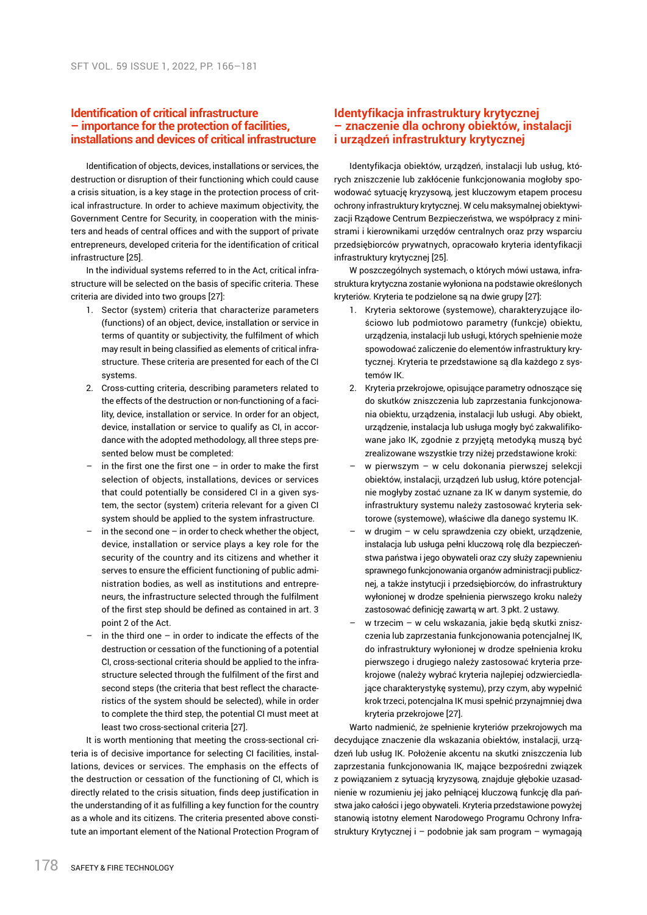## Identification of critical infrastructure – importance for the protection of facilities, installations and devices of critical infrastructure

Identification of objects, devices, installations or services, the destruction or disruption of their functioning which could cause a crisis situation, is a key stage in the protection process of critical infrastructure. In order to achieve maximum objectivity, the Government Centre for Security, in cooperation with the ministers and heads of central offices and with the support of private entrepreneurs, developed criteria for the identification of critical infrastructure [25].

In the individual systems referred to in the Act, critical infrastructure will be selected on the basis of specific criteria. These criteria are divided into two groups [27]:

1. Sector (system) criteria that characterize parameters (functions) of an object, device, installation or service in terms of quantity or subjectivity, the fulfilment of which may result in being classified as elements of critical infrastructure. These criteria are presented for each of the CI systems.
2. Cross-cutting criteria, describing parameters related to the effects of the destruction or non-functioning of a facility, device, installation or service. In order for an object, device, installation or service to qualify as CI, in accordance with the adopted methodology, all three steps presented below must be completed:

– in the first one the first one – in order to make the first selection of objects, installations, devices or services that could potentially be considered CI in a given system, the sector (system) criteria relevant for a given CI system should be applied to the system infrastructure.

– in the second one – in order to check whether the object, device, installation or service plays a key role for the security of the country and its citizens and whether it serves to ensure the efficient functioning of public administration bodies, as well as institutions and entrepreneurs, the infrastructure selected through the fulfilment of the first step should be defined as contained in art. 3 point 2 of the Act.

– in the third one – in order to indicate the effects of the destruction or cessation of the functioning of a potential CI, cross-sectional criteria should be applied to the infrastructure selected through the fulfilment of the first and second steps (the criteria that best reflect the characteristics of the system should be selected), while in order to complete the third step, the potential CI must meet at least two cross-sectional criteria [27].

It is worth mentioning that meeting the cross-sectional criteria is of decisive importance for selecting CI facilities, installations, devices or services. The emphasis on the effects of the destruction or cessation of the functioning of CI, which is directly related to the crisis situation, finds deep justification in the understanding of it as fulfilling a key function for the country as a whole and its citizens. The criteria presented above constitute an important element of the National Protection Program of

## Identyfikacja infrastruktury krytycznej – znaczenie dla ochrony obiektów, instalacji i urządzeń infrastruktury krytycznej

Identyfikacja obiektów, urządzeń, instalacji lub usług, których zniszczenie lub zakłócenie funkcjonowania mogłoby spowodować sytuację kryzysową, jest kluczowym etapem procesu ochrony infrastruktury krytycznej. W celu maksymalnej obiektywizacji Rządowe Centrum Bezpieczeństwa, we współpracy z ministrami i kierownikami urzędów centralnych oraz przy wsparciu przedsiębiorców prywatnych, opracowało kryteria identyfikacji infrastruktury krytycznej [25].

W poszczególnych systemach, o których mówi ustawa, infrastruktura krytyczna zostanie wyłoniona na podstawie określonych kryteriów. Kryteria te podzielone są na dwie grupy [27]:

1. Kryteria sektorowe (systemowe), charakteryzujące ilościowo lub podmiotowo parametry (funkcje) obiektu, urządzenia, instalacji lub usługi, których spełnienie może spowodować zaliczenie do elementów infrastruktury krytycznej. Kryteria te przedstawione są dla każdego z systemów IK.
2. Kryteria przekrojowe, opisujące parametry odnoszące się do skutków zniszczenia lub zaprzestania funkcjonowania obiektu, urządzenia, instalacji lub usługi. Aby obiekt, urządzenie, instalacja lub usługa mogły być zakwalifikowane jako IK, zgodnie z przyjętą metodyką muszą być zrealizowane wszystkie trzy niżej przedstawione kroki:

– w pierwszym – w celu dokonania pierwszej selekcji obiektów, instalacji, urządzeń lub usług, które potencjalnie mogłyby zostać uznane za IK w danym systemie, do infrastruktury systemu należy zastosować kryteria sektorowe (systemowe), właściwe dla danego systemu IK.

– w drugim – w celu sprawdzenia czy obiekt, urządzenie, instalacja lub usługa pełni kluczową rolę dla bezpieczeństwa państwa i jego obywateli oraz czy służy zapewnieniu sprawnego funkcjonowania organów administracji publicznej, a także instytucji i przedsiębiorców, do infrastruktury wyłonionej w drodze spełnienia pierwszego kroku należy zastosować definicję zawartą w art. 3 pkt. 2 ustawy.

– w trzecim – w celu wskazania, jakie będą skutki zniszczenia lub zaprzestania funkcjonowania potencjalnej IK, do infrastruktury wyłonionej w drodze spełnienia kroku pierwszego i drugiego należy zastosować kryteria przekrojowe (należy wybrać kryteria najlepiej odzwierciedlające charakterystykę systemu), przy czym, aby wypełnić krok trzeci, potencjalna IK musi spełnić przynajmniej dwa kryteria przekrojowe [27].

Warto nadmienić, że spełnienie kryteriów przekrojowych ma decydujące znaczenie dla wskazania obiektów, instalacji, urządzeń lub usług IK. Położenie akcentu na skutki zniszczenia lub zaprzestania funkcjonowania IK, mające bezpośredni związek z powiązaniem z sytuacją kryzysową, znajduje głębokie uzasadnienie w rozumieniu jej jako pełniącej kluczową funkcję dla państwa jako całości i jego obywateli. Kryteria przedstawione powyżej stanowią istotny element Narodowego Programu Ochrony Infrastruktury Krytycznej i – podobnie jak sam program – wymagają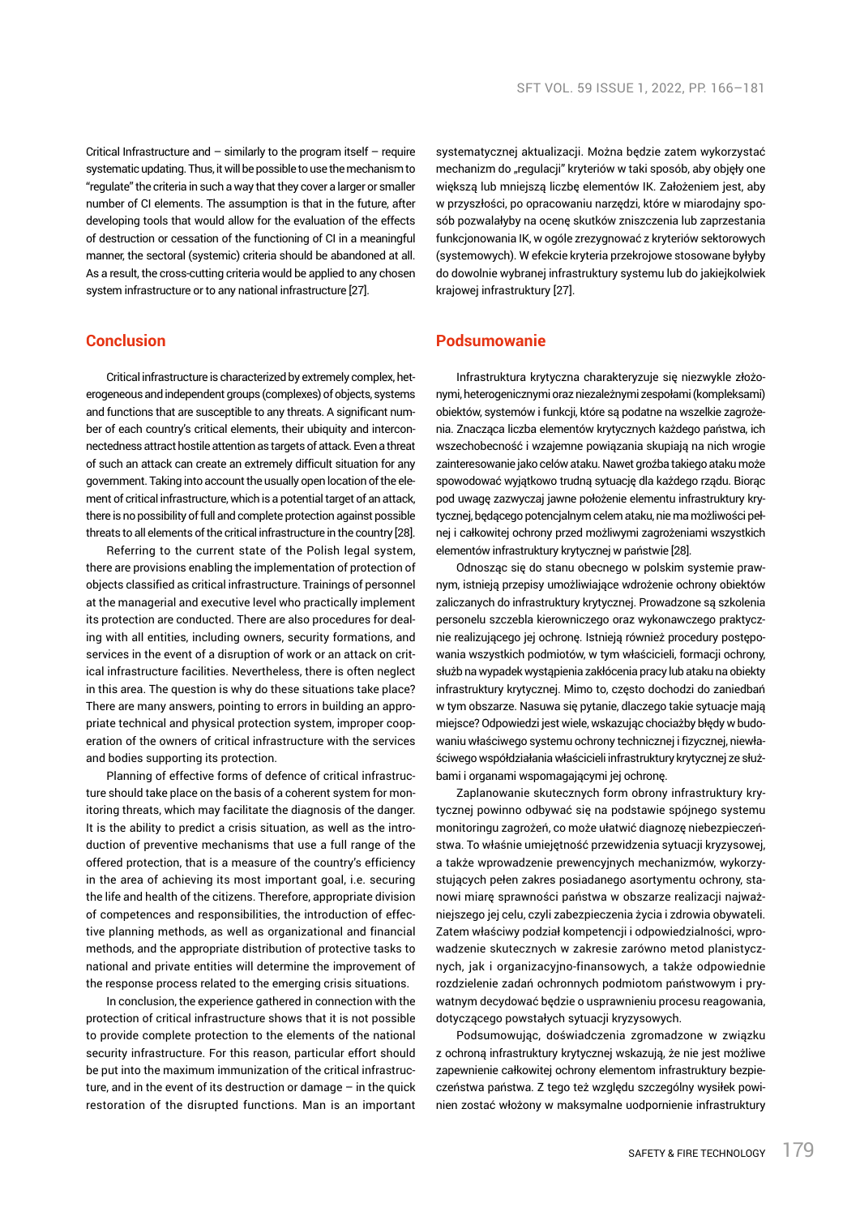Critical Infrastructure and – similarly to the program itself – require systematic updating. Thus, it will be possible to use the mechanism to "regulate" the criteria in such a way that they cover a larger or smaller number of CI elements. The assumption is that in the future, after developing tools that would allow for the evaluation of the effects of destruction or cessation of the functioning of CI in a meaningful manner, the sectoral (systemic) criteria should be abandoned at all. As a result, the cross-cutting criteria would be applied to any chosen system infrastructure or to any national infrastructure [27].

## Conclusion

Critical infrastructure is characterized by extremely complex, heterogeneous and independent groups (complexes) of objects, systems and functions that are susceptible to any threats. A significant number of each country's critical elements, their ubiquity and interconnectedness attract hostile attention as targets of attack. Even a threat of such an attack can create an extremely difficult situation for any government. Taking into account the usually open location of the element of critical infrastructure, which is a potential target of an attack, there is no possibility of full and complete protection against possible threats to all elements of the critical infrastructure in the country [28].

Referring to the current state of the Polish legal system, there are provisions enabling the implementation of protection of objects classified as critical infrastructure. Trainings of personnel at the managerial and executive level who practically implement its protection are conducted. There are also procedures for dealing with all entities, including owners, security formations, and services in the event of a disruption of work or an attack on critical infrastructure facilities. Nevertheless, there is often neglect in this area. The question is why do these situations take place? There are many answers, pointing to errors in building an appropriate technical and physical protection system, improper cooperation of the owners of critical infrastructure with the services and bodies supporting its protection.

Planning of effective forms of defence of critical infrastructure should take place on the basis of a coherent system for monitoring threats, which may facilitate the diagnosis of the danger. It is the ability to predict a crisis situation, as well as the introduction of preventive mechanisms that use a full range of the offered protection, that is a measure of the country's efficiency in the area of achieving its most important goal, i.e. securing the life and health of the citizens. Therefore, appropriate division of competences and responsibilities, the introduction of effective planning methods, as well as organizational and financial methods, and the appropriate distribution of protective tasks to national and private entities will determine the improvement of the response process related to the emerging crisis situations.

In conclusion, the experience gathered in connection with the protection of critical infrastructure shows that it is not possible to provide complete protection to the elements of the national security infrastructure. For this reason, particular effort should be put into the maximum immunization of the critical infrastructure, and in the event of its destruction or damage – in the quick restoration of the disrupted functions. Man is an important

systematycznej aktualizacji. Można będzie zatem wykorzystać mechanizm do „regulacji" kryteriów w taki sposób, aby objęły one większą lub mniejszą liczbę elementów IK. Założeniem jest, aby w przyszłości, po opracowaniu narzędzi, które w miarodajny sposób pozwalałyby na ocenę skutków zniszczenia lub zaprzestania funkcjonowania IK, w ogóle zrezygnować z kryteriów sektorowych (systemowych). W efekcie kryteria przekrojowe stosowane byłyby do dowolnie wybranej infrastruktury systemu lub do jakiejkolwiek krajowej infrastruktury [27].

## Podsumowanie

Infrastruktura krytyczna charakteryzuje się niezwykle złożonymi, heterogenicznymi oraz niezależnymi zespołami (kompleksami) obiektów, systemów i funkcji, które są podatne na wszelkie zagrożenia. Znacząca liczba elementów krytycznych każdego państwa, ich wszechobecność i wzajemne powiązania skupiają na nich wrogie zainteresowanie jako celów ataku. Nawet groźba takiego ataku może spowodować wyjątkowo trudną sytuację dla każdego rządu. Biorąc pod uwagę zazwyczaj jawne położenie elementu infrastruktury krytycznej, będącego potencjalnym celem ataku, nie ma możliwości pełnej i całkowitej ochrony przed możliwymi zagrożeniami wszystkich elementów infrastruktury krytycznej w państwie [28].

Odnosząc się do stanu obecnego w polskim systemie prawnym, istnieją przepisy umożliwiające wdrożenie ochrony obiektów zaliczanych do infrastruktury krytycznej. Prowadzone są szkolenia personelu szczebla kierowniczego oraz wykonawczego praktycznie realizującego jej ochronę. Istnieją również procedury postępowania wszystkich podmiotów, w tym właścicieli, formacji ochrony, służb na wypadek wystąpienia zakłócenia pracy lub ataku na obiekty infrastruktury krytycznej. Mimo to, często dochodzi do zaniedbań w tym obszarze. Nasuwa się pytanie, dlaczego takie sytuacje mają miejsce? Odpowiedzi jest wiele, wskazując chociażby błędy w budowaniu właściwego systemu ochrony technicznej i fizycznej, niewłaściwego współdziałania właścicieli infrastruktury krytycznej ze służbami i organami wspomagającymi jej ochronę.

Zaplanowanie skutecznych form obrony infrastruktury krytycznej powinno odbywać się na podstawie spójnego systemu monitoringu zagrożeń, co może ułatwić diagnozę niebezpieczeństwa. To właśnie umiejętność przewidzenia sytuacji kryzysowej, a także wprowadzenie prewencyjnych mechanizmów, wykorzystujących pełen zakres posiadanego asortymentu ochrony, stanowi miarę sprawności państwa w obszarze realizacji najważniejszego jej celu, czyli zabezpieczenia życia i zdrowia obywateli. Zatem właściwy podział kompetencji i odpowiedzialności, wprowadzenie skutecznych w zakresie zarówno metod planistycznych, jak i organizacyjno-finansowych, a także odpowiednie rozdzielenie zadań ochronnych podmiotom państwowym i prywatnym decydować będzie o usprawnieniu procesu reagowania, dotyczącego powstałych sytuacji kryzysowych.

Podsumowując, doświadczenia zgromadzone w związku z ochroną infrastruktury krytycznej wskazują, że nie jest możliwe zapewnienie całkowitej ochrony elementom infrastruktury bezpieczeństwa państwa. Z tego też względu szczególny wysiłek powinien zostać włożony w maksymalne uodpornienie infrastruktury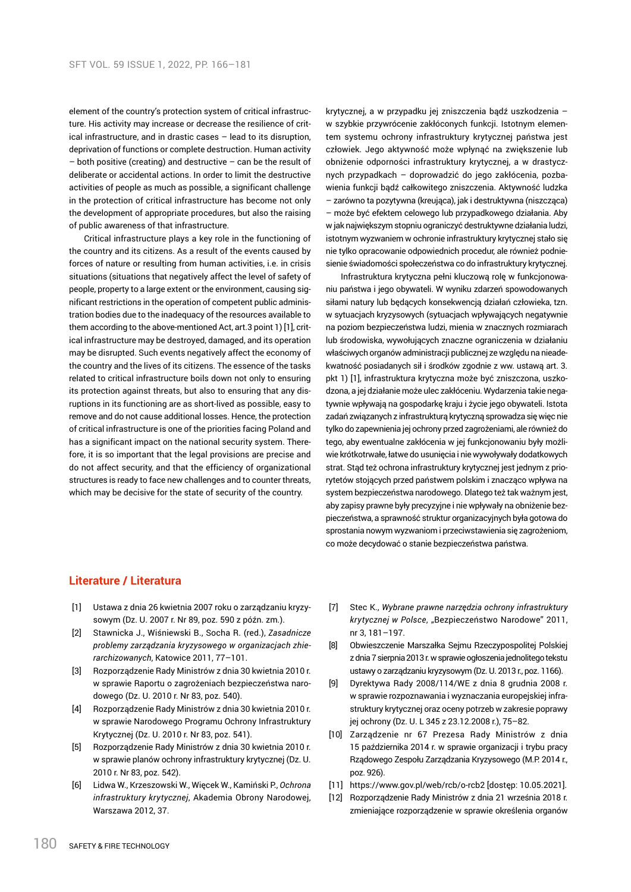element of the country's protection system of critical infrastructure. His activity may increase or decrease the resilience of critical infrastructure, and in drastic cases – lead to its disruption, deprivation of functions or complete destruction. Human activity – both positive (creating) and destructive – can be the result of deliberate or accidental actions. In order to limit the destructive activities of people as much as possible, a significant challenge in the protection of critical infrastructure has become not only the development of appropriate procedures, but also the raising of public awareness of that infrastructure.

Critical infrastructure plays a key role in the functioning of the country and its citizens. As a result of the events caused by forces of nature or resulting from human activities, i.e. in crisis situations (situations that negatively affect the level of safety of people, property to a large extent or the environment, causing significant restrictions in the operation of competent public administration bodies due to the inadequacy of the resources available to them according to the above-mentioned Act, art.3 point 1) [1], critical infrastructure may be destroyed, damaged, and its operation may be disrupted. Such events negatively affect the economy of the country and the lives of its citizens. The essence of the tasks related to critical infrastructure boils down not only to ensuring its protection against threats, but also to ensuring that any disruptions in its functioning are as short-lived as possible, easy to remove and do not cause additional losses. Hence, the protection of critical infrastructure is one of the priorities facing Poland and has a significant impact on the national security system. Therefore, it is so important that the legal provisions are precise and do not affect security, and that the efficiency of organizational structures is ready to face new challenges and to counter threats, which may be decisive for the state of security of the country.

krytycznej, a w przypadku jej zniszczenia bądź uszkodzenia – w szybkie przywrócenie zakłóconych funkcji. Istotnym elementem systemu ochrony infrastruktury krytycznej państwa jest człowiek. Jego aktywność może wpłynąć na zwiększenie lub obniżenie odporności infrastruktury krytycznej, a w drastycznych przypadkach – doprowadzić do jego zakłócenia, pozbawienia funkcji bądź całkowitego zniszczenia. Aktywność ludzka – zarówno ta pozytywna (kreująca), jak i destruktywna (niszcząca) – może być efektem celowego lub przypadkowego działania. Aby w jak największym stopniu ograniczyć destruktywne działania ludzi, istotnym wyzwaniem w ochronie infrastruktury krytycznej stało się nie tylko opracowanie odpowiednich procedur, ale również podniesienie świadomości społeczeństwa co do infrastruktury krytycznej.

Infrastruktura krytyczna pełni kluczową rolę w funkcjonowaniu państwa i jego obywateli. W wyniku zdarzeń spowodowanych siłami natury lub będących konsekwencją działań człowieka, tzn. w sytuacjach kryzysowych (sytuacjach wpływających negatywnie na poziom bezpieczeństwa ludzi, mienia w znacznych rozmiarach lub środowiska, wywołujących znaczne ograniczenia w działaniu właściwych organów administracji publicznej ze względu na nieadekwatność posiadanych sił i środków zgodnie z ww. ustawą art. 3. pkt 1) [1], infrastruktura krytyczna może być zniszczona, uszkodzona, a jej działanie może ulec zakłóceniu. Wydarzenia takie negatywnie wpływają na gospodarkę kraju i życie jego obywateli. Istota zadań związanych z infrastrukturą krytyczną sprowadza się więc nie tylko do zapewnienia jej ochrony przed zagrożeniami, ale również do tego, aby ewentualne zakłócenia w jej funkcjonowaniu były możliwie krótkotrwałe, łatwe do usunięcia i nie wywoływały dodatkowych strat. Stąd też ochrona infrastruktury krytycznej jest jednym z priorytetów stojących przed państwem polskim i znacząco wpływa na system bezpieczeństwa narodowego. Dlatego też tak ważnym jest, aby zapisy prawne były precyzyjne i nie wpływały na obniżenie bezpieczeństwa, a sprawność struktur organizacyjnych była gotowa do sprostania nowym wyzwaniom i przeciwstawienia się zagrożeniom, co może decydować o stanie bezpieczeństwa państwa.

## Literature / Literatura

[1] Ustawa z dnia 26 kwietnia 2007 roku o zarządzaniu kryzysowym (Dz. U. 2007 r. Nr 89, poz. 590 z późn. zm.).

[2] Stawnicka J., Wiśniewski B., Socha R. (red.), *Zasadnicze problemy zarządzania kryzysowego w organizacjach zhierarchizowanych*, Katowice 2011, 77–101.

[3] Rozporządzenie Rady Ministrów z dnia 30 kwietnia 2010 r. w sprawie Raportu o zagrożeniach bezpieczeństwa narodowego (Dz. U. 2010 r. Nr 83, poz. 540).

[4] Rozporządzenie Rady Ministrów z dnia 30 kwietnia 2010 r. w sprawie Narodowego Programu Ochrony Infrastruktury Krytycznej (Dz. U. 2010 r. Nr 83, poz. 541).

[5] Rozporządzenie Rady Ministrów z dnia 30 kwietnia 2010 r. w sprawie planów ochrony infrastruktury krytycznej (Dz. U. 2010 r. Nr 83, poz. 542).

[6] Lidwa W., Krzeszowski W., Więcek W., Kamiński P., *Ochrona infrastruktury krytycznej*, Akademia Obrony Narodowej, Warszawa 2012, 37.

[7] Stec K., *Wybrane prawne narzędzia ochrony infrastruktury krytycznej w Polsce*, „Bezpieczeństwo Narodowe" 2011, nr 3, 181–197.

[8] Obwieszczenie Marszałka Sejmu Rzeczypospolitej Polskiej z dnia 7 sierpnia 2013 r. w sprawie ogłoszenia jednolitego tekstu ustawy o zarządzaniu kryzysowym (Dz. U. 2013 r., poz. 1166).

[9] Dyrektywa Rady 2008/114/WE z dnia 8 grudnia 2008 r. w sprawie rozpoznawania i wyznaczania europejskiej infrastruktury krytycznej oraz oceny potrzeb w zakresie poprawy jej ochrony (Dz. U. L 345 z 23.12.2008 r.), 75–82.

[10] Zarządzenie nr 67 Prezesa Rady Ministrów z dnia 15 października 2014 r. w sprawie organizacji i trybu pracy Rządowego Zespołu Zarządzania Kryzysowego (M.P. 2014 r., poz. 926).

[11] https://www.gov.pl/web/rcb/o-rcb2 [dostęp: 10.05.2021].

[12] Rozporządzenie Rady Ministrów z dnia 21 września 2018 r. zmieniające rozporządzenie w sprawie określenia organów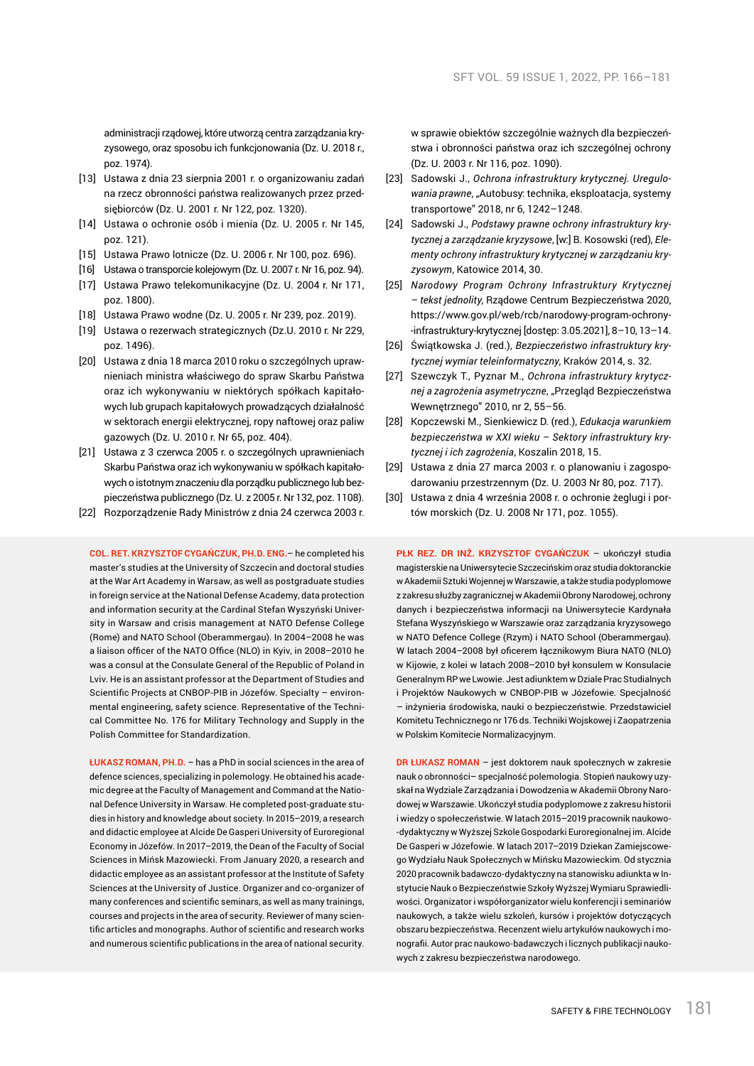administracji rządowej, które utworzą centra zarządzania kryzysowego, oraz sposobu ich funkcjonowania (Dz. U. 2018 r., poz. 1974).

[13] Ustawa z dnia 23 sierpnia 2001 r. o organizowaniu zadań na rzecz obronności państwa realizowanych przez przedsiębiorców (Dz. U. 2001 r. Nr 122, poz. 1320).

[14] Ustawa o ochronie osób i mienia (Dz. U. 2005 r. Nr 145, poz. 121).

[15] Ustawa Prawo lotnicze (Dz. U. 2006 r. Nr 100, poz. 696).

[16] Ustawa o transporcie kolejowym (Dz. U. 2007 r. Nr 16, poz. 94).

[17] Ustawa Prawo telekomunikacyjne (Dz. U. 2004 r. Nr 171, poz. 1800).

[18] Ustawa Prawo wodne (Dz. U. 2005 r. Nr 239, poz. 2019).

[19] Ustawa o rezerwach strategicznych (Dz.U. 2010 r. Nr 229, poz. 1496).

[20] Ustawa z dnia 18 marca 2010 roku o szczególnych uprawnieniach ministra właściwego do spraw Skarbu Państwa oraz ich wykonywaniu w niektórych spółkach kapitałowych lub grupach kapitałowych prowadzących działalność w sektorach energii elektrycznej, ropy naftowej oraz paliw gazowych (Dz. U. 2010 r. Nr 65, poz. 404).

[21] Ustawa z 3 czerwca 2005 r. o szczególnych uprawnieniach Skarbu Państwa oraz ich wykonywaniu w spółkach kapitałowych o istotnym znaczeniu dla porządku publicznego lub bezpieczeństwa publicznego (Dz. U. z 2005 r. Nr 132, poz. 1108).

[22] Rozporządzenie Rady Ministrów z dnia 24 czerwca 2003 r. w sprawie obiektów szczególnie ważnych dla bezpieczeństwa i obronności państwa oraz ich szczególnej ochrony (Dz. U. 2003 r. Nr 116, poz. 1090).

[23] Sadowski J., *Ochrona infrastruktury krytycznej. Uregulowania prawne*, „Autobusy: technika, eksploatacja, systemy transportowe" 2018, nr 6, 1242–1248.

[24] Sadowski J., *Podstawy prawne ochrony infrastruktury krytycznej a zarządzanie kryzysowe*, [w:] B. Kosowski (red), *Elementy ochrony infrastruktury krytycznej w zarządzaniu kryzysowym*, Katowice 2014, 30.

[25] *Narodowy Program Ochrony Infrastruktury Krytycznej – tekst jednolity*, Rządowe Centrum Bezpieczeństwa 2020, https://www.gov.pl/web/rcb/narodowy-program-ochrony-infrastruktury-krytycznej [dostęp: 3.05.2021], 8–10, 13–14.

[26] Świątkowska J. (red.), *Bezpieczeństwo infrastruktury krytycznej wymiar teleinformatyczny*, Kraków 2014, s. 32.

[27] Szewczyk T., Pyznar M., *Ochrona infrastruktury krytycznej a zagrożenia asymetryczne*, „Przegląd Bezpieczeństwa Wewnętrznego" 2010, nr 2, 55–56.

[28] Kopczewski M., Sienkiewicz D. (red.), *Edukacja warunkiem bezpieczeństwa w XXI wieku – Sektory infrastruktury krytycznej i ich zagrożenia*, Koszalin 2018, 15.

[29] Ustawa z dnia 27 marca 2003 r. o planowaniu i zagospodarowaniu przestrzennym (Dz. U. 2003 Nr 80, poz. 717).

[30] Ustawa z dnia 4 września 2008 r. o ochronie żeglugi i portów morskich (Dz. U. 2008 Nr 171, poz. 1055).

**COL. RET. KRZYSZTOF CYGAŃCZUK, PH.D. ENG.**– he completed his master's studies at the University of Szczecin and doctoral studies at the War Art Academy in Warsaw, as well as postgraduate studies in foreign service at the National Defense Academy, data protection and information security at the Cardinal Stefan Wyszyński University in Warsaw and crisis management at NATO Defense College (Rome) and NATO School (Oberammergau). In 2004–2008 he was a liaison officer of the NATO Office (NLO) in Kyiv, in 2008–2010 he was a consul at the Consulate General of the Republic of Poland in Lviv. He is an assistant professor at the Department of Studies and Scientific Projects at CNBOP-PIB in Józefów. Specialty – environmental engineering, safety science. Representative of the Technical Committee No. 176 for Military Technology and Supply in the Polish Committee for Standardization.

**ŁUKASZ ROMAN, PH.D.** – has a PhD in social sciences in the area of defence sciences, specializing in polemology. He obtained his academic degree at the Faculty of Management and Command at the National Defence University in Warsaw. He completed post-graduate studies in history and knowledge about society. In 2015–2019, a research and didactic employee at Alcide De Gasperi University of Euroregional Economy in Józefów. In 2017–2019, the Dean of the Faculty of Social Sciences in Mińsk Mazowiecki. From January 2020, a research and didactic employee as an assistant professor at the Institute of Safety Sciences at the University of Justice. Organizer and co-organizer of many conferences and scientific seminars, as well as many trainings, courses and projects in the area of security. Reviewer of many scientific articles and monographs. Author of scientific and research works and numerous scientific publications in the area of national security.

**PŁK REZ. DR INŻ. KRZYSZTOF CYGAŃCZUK** – ukończył studia magisterskie na Uniwersytecie Szczecińskim oraz studia doktoranckie w Akademii Sztuki Wojennej w Warszawie, a także studia podyplomowe z zakresu służby zagranicznej w Akademii Obrony Narodowej, ochrony danych i bezpieczeństwa informacji na Uniwersytecie Kardynała Stefana Wyszyńskiego w Warszawie oraz zarządzania kryzysowego w NATO Defence College (Rzym) i NATO School (Oberammergau). W latach 2004–2008 był oficerem łącznikowym Biura NATO (NLO) w Kijowie, z kolei w latach 2008–2010 był konsulem w Konsulacie Generalnym RP we Lwowie. Jest adiunktem w Dziale Prac Studialnych i Projektów Naukowych w CNBOP-PIB w Józefowie. Specjalność – inżynieria środowiska, nauki o bezpieczeństwie. Przedstawiciel Komitetu Technicznego nr 176 ds. Techniki Wojskowej i Zaopatrzenia w Polskim Komitecie Normalizacyjnym.

**DR ŁUKASZ ROMAN** – jest doktorem nauk społecznych w zakresie nauk o obronności– specjalność polemologia. Stopień naukowy uzyskał na Wydziale Zarządzania i Dowodzenia w Akademii Obrony Narodowej w Warszawie. Ukończył studia podyplomowe z zakresu historii i wiedzy o społeczeństwie. W latach 2015–2019 pracownik naukowo-dydaktyczny w Wyższej Szkole Gospodarki Euroregionalnej im. Alcide De Gasperi w Józefowie. W latach 2017–2019 Dziekan Zamiejscowego Wydziału Nauk Społecznych w Mińsku Mazowieckim. Od stycznia 2020 pracownik badawczo-dydaktyczny na stanowisku adiunkta w Instytucie Nauk o Bezpieczeństwie Szkoły Wyższej Wymiaru Sprawiedliwości. Organizator i współorganizator wielu konferencji i seminariów naukowych, a także wielu szkoleń, kursów i projektów dotyczących obszaru bezpieczeństwa. Recenzent wielu artykułów naukowych i monografii. Autor prac naukowo-badawczych i licznych publikacji naukowych z zakresu bezpieczeństwa narodowego.